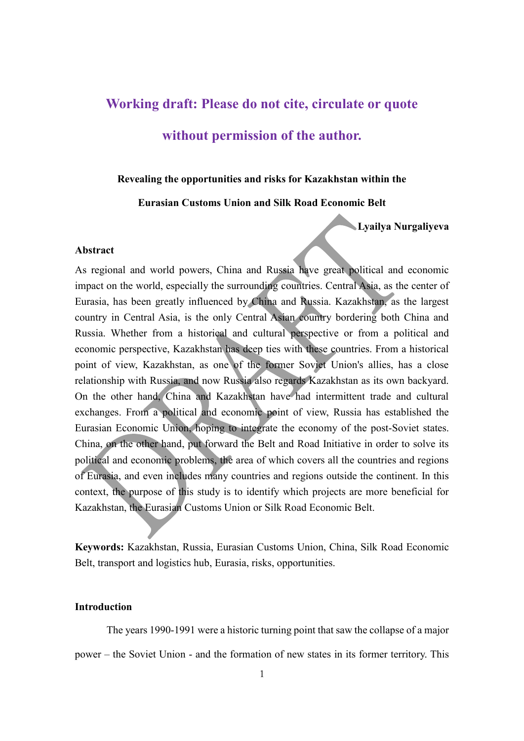# Working draft: Please do not cite, circulate or quote without permission of the author.

**Revealing the opportunities and risks for Kazakhstan within the Eurasian Customs Union and Silk Road Economic Belt**

**Lyailya Nurgaliyeva**

**Abstract**

As regional and world powers, China and Russia have great political and economic impact on the world, especially the surrounding countries. Central Asia, as the center of Eurasia, has been greatly influenced by China and Russia. Kazakhstan, as the largest country in Central Asia, is the only Central Asian country bordering both China and Russia. Whether from a historical and cultural perspective or from a political and economic perspective, Kazakhstan has deep ties with these countries. From a historical point of view, Kazakhstan, as one of the former Soviet Union's allies, has a close relationship with Russia, and now Russia also regards Kazakhstan as its own backyard. On the other hand, China and Kazakhstan have had intermittent trade and cultural exchanges. From a political and economic point of view, Russia has established the Eurasian Economic Union, hoping to integrate the economy of the post-Soviet states. China, on the other hand, put forward the Belt and Road Initiative in order to solve its political and economic problems, the area of which covers all the countries and regions of Eurasia, and even includes many countries and regions outside the continent. In this context, the purpose of this study is to identify which projects are more beneficial for Kazakhstan, the Eurasian Customs Union or Silk Road Economic Belt.

**Keywords:** Kazakhstan, Russia, Eurasian Customs Union, China, Silk Road Economic Belt, transport and logistics hub, Eurasia, risks, opportunities.

**Introduction**

The years 1990-1991 were a historic turning point that saw the collapse of a major power – the Soviet Union - and the formation of new states in its former territory. This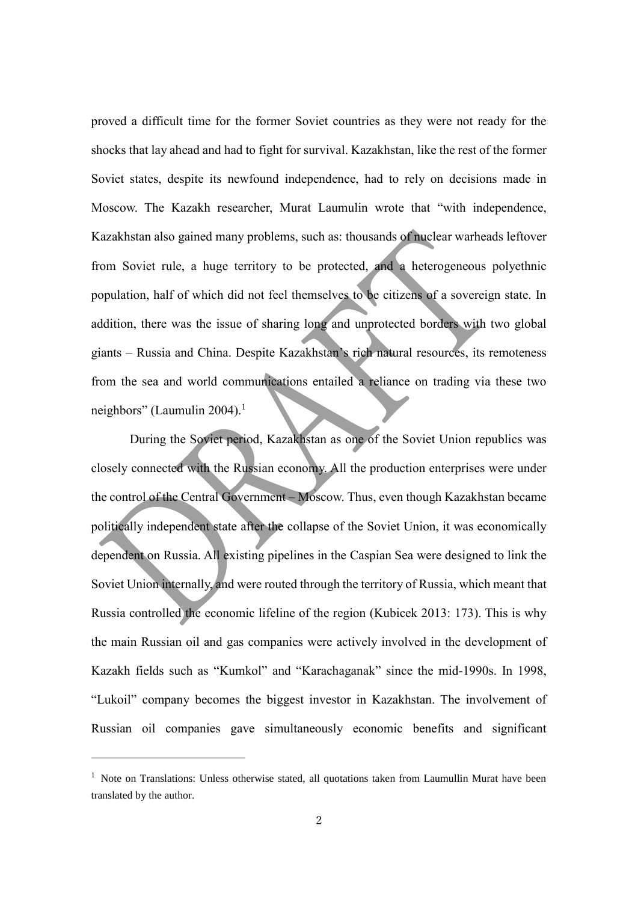proved a difficult time for the former Soviet countries as they were not ready for the shocks that lay ahead and had to fight for survival. Kazakhstan, like the rest of the former Soviet states, despite its newfound independence, had to rely on decisions made in Moscow. The Kazakh researcher, Murat Laumulin wrote that "with independence, Kazakhstan also gained many problems, such as: thousands of nuclear warheads leftover from Soviet rule, a huge territory to be protected, and a heterogeneous polyethnic population, half of which did not feel themselves to be citizens of a sovereign state. In addition, there was the issue of sharing long and unprotected borders with two global giants – Russia and China. Despite Kazakhstan's rich natural resources, its remoteness from the sea and world communications entailed a reliance on trading via these two neighbors" (Laumulin 2004).[1]

During the Soviet period, Kazakhstan as one of the Soviet Union republics was closely connected with the Russian economy. All the production enterprises were under the control of the Central Government – Moscow. Thus, even though Kazakhstan became politically independent state after the collapse of the Soviet Union, it was economically dependent on Russia. All existing pipelines in the Caspian Sea were designed to link the Soviet Union internally, and were routed through the territory of Russia, which meant that Russia controlled the economic lifeline of the region (Kubicek 2013: 173). This is why the main Russian oil and gas companies were actively involved in the development of Kazakh fields such as "Kumkol" and "Karachaganak" since the mid-1990s. In 1998, "Lukoil" company becomes the biggest investor in Kazakhstan. The involvement of Russian oil companies gave simultaneously economic benefits and significant

[1] Note on Translations: Unless otherwise stated, all quotations taken from Laumullin Murat have been translated by the author.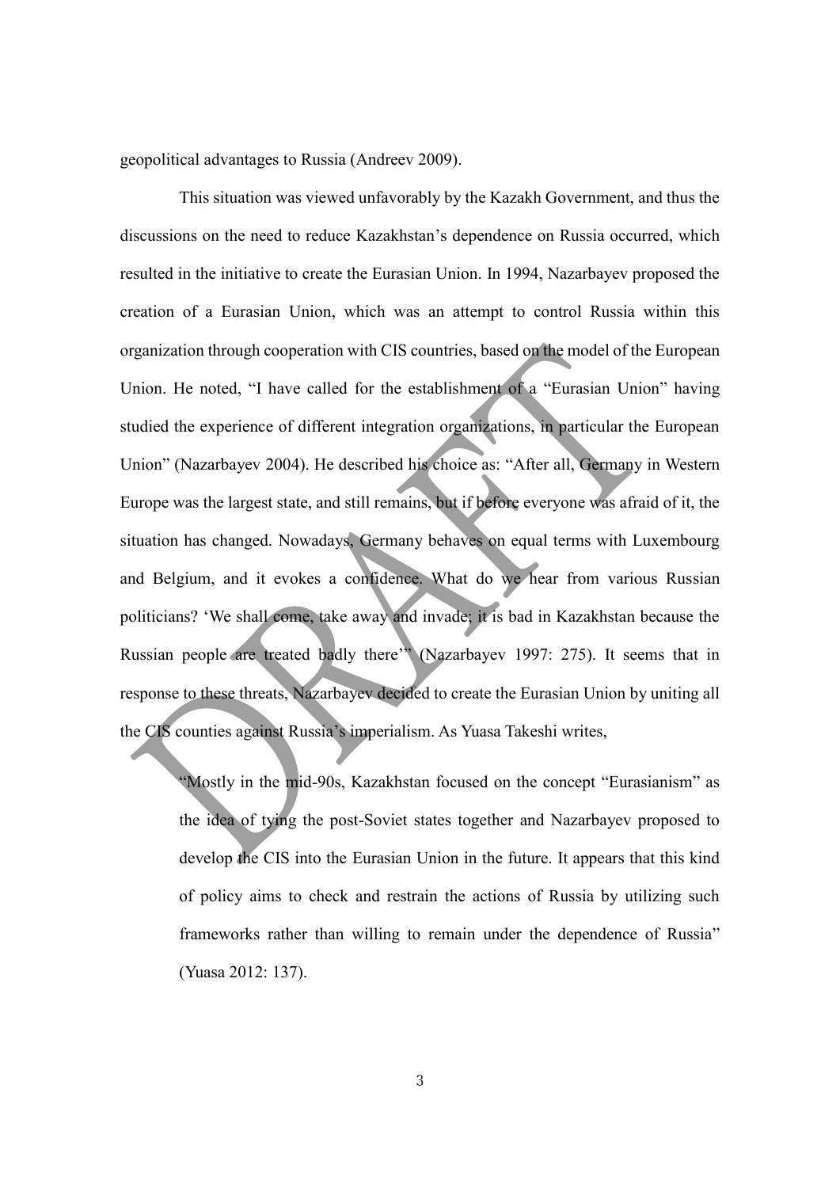geopolitical advantages to Russia (Andreev 2009).

This situation was viewed unfavorably by the Kazakh Government, and thus the discussions on the need to reduce Kazakhstan's dependence on Russia occurred, which resulted in the initiative to create the Eurasian Union. In 1994, Nazarbayev proposed the creation of a Eurasian Union, which was an attempt to control Russia within this organization through cooperation with CIS countries, based on the model of the European Union. He noted, "I have called for the establishment of a "Eurasian Union" having studied the experience of different integration organizations, in particular the European Union" (Nazarbayev 2004). He described his choice as: "After all, Germany in Western Europe was the largest state, and still remains, but if before everyone was afraid of it, the situation has changed. Nowadays, Germany behaves on equal terms with Luxembourg and Belgium, and it evokes a confidence. What do we hear from various Russian politicians? 'We shall come, take away and invade; it is bad in Kazakhstan because the Russian people are treated badly there'" (Nazarbayev 1997: 275). It seems that in response to these threats, Nazarbayev decided to create the Eurasian Union by uniting all the CIS counties against Russia's imperialism. As Yuasa Takeshi writes,

> "Mostly in the mid-90s, Kazakhstan focused on the concept "Eurasianism" as the idea of tying the post-Soviet states together and Nazarbayev proposed to develop the CIS into the Eurasian Union in the future. It appears that this kind of policy aims to check and restrain the actions of Russia by utilizing such frameworks rather than willing to remain under the dependence of Russia" (Yuasa 2012: 137).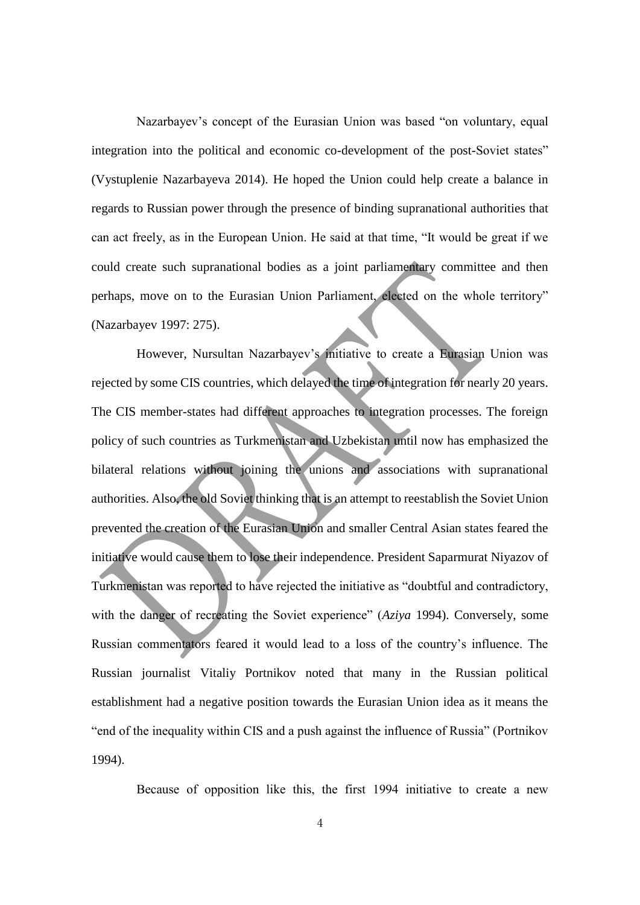Nazarbayev's concept of the Eurasian Union was based "on voluntary, equal integration into the political and economic co-development of the post-Soviet states" (Vystuplenie Nazarbayeva 2014). He hoped the Union could help create a balance in regards to Russian power through the presence of binding supranational authorities that can act freely, as in the European Union. He said at that time, "It would be great if we could create such supranational bodies as a joint parliamentary committee and then perhaps, move on to the Eurasian Union Parliament, elected on the whole territory" (Nazarbayev 1997: 275).

However, Nursultan Nazarbayev's initiative to create a Eurasian Union was rejected by some CIS countries, which delayed the time of integration for nearly 20 years. The CIS member-states had different approaches to integration processes. The foreign policy of such countries as Turkmenistan and Uzbekistan until now has emphasized the bilateral relations without joining the unions and associations with supranational authorities. Also, the old Soviet thinking that is an attempt to reestablish the Soviet Union prevented the creation of the Eurasian Union and smaller Central Asian states feared the initiative would cause them to lose their independence. President Saparmurat Niyazov of Turkmenistan was reported to have rejected the initiative as "doubtful and contradictory, with the danger of recreating the Soviet experience" (*Aziya* 1994). Conversely, some Russian commentators feared it would lead to a loss of the country's influence. The Russian journalist Vitaliy Portnikov noted that many in the Russian political establishment had a negative position towards the Eurasian Union idea as it means the "end of the inequality within CIS and a push against the influence of Russia" (Portnikov 1994).

Because of opposition like this, the first 1994 initiative to create a new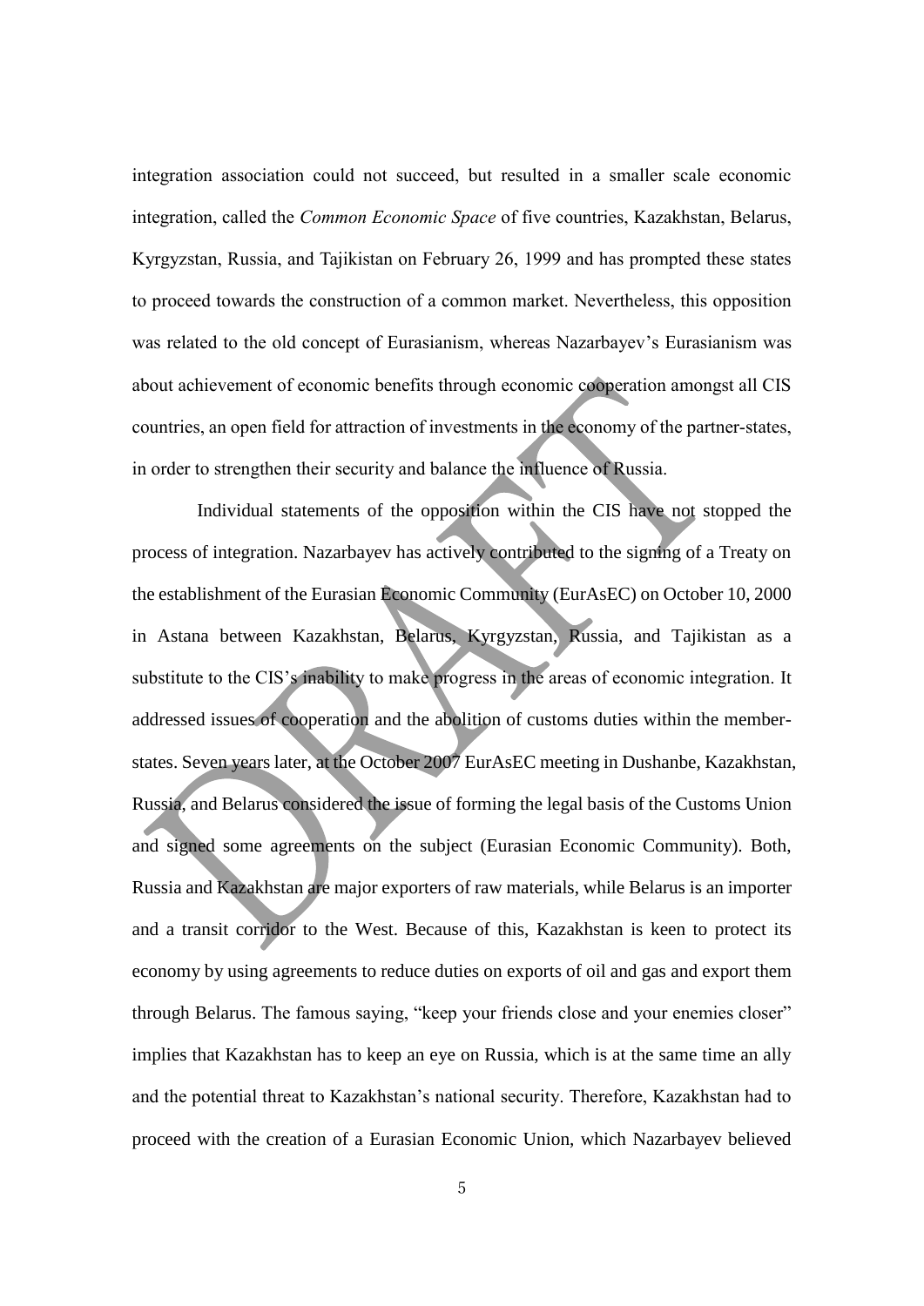integration association could not succeed, but resulted in a smaller scale economic integration, called the *Common Economic Space* of five countries, Kazakhstan, Belarus, Kyrgyzstan, Russia, and Tajikistan on February 26, 1999 and has prompted these states to proceed towards the construction of a common market. Nevertheless, this opposition was related to the old concept of Eurasianism, whereas Nazarbayev's Eurasianism was about achievement of economic benefits through economic cooperation amongst all CIS countries, an open field for attraction of investments in the economy of the partner-states, in order to strengthen their security and balance the influence of Russia.

Individual statements of the opposition within the CIS have not stopped the process of integration. Nazarbayev has actively contributed to the signing of a Treaty on the establishment of the Eurasian Economic Community (EurAsEC) on October 10, 2000 in Astana between Kazakhstan, Belarus, Kyrgyzstan, Russia, and Tajikistan as a substitute to the CIS's inability to make progress in the areas of economic integration. It addressed issues of cooperation and the abolition of customs duties within the member-states. Seven years later, at the October 2007 EurAsEC meeting in Dushanbe, Kazakhstan, Russia, and Belarus considered the issue of forming the legal basis of the Customs Union and signed some agreements on the subject (Eurasian Economic Community). Both, Russia and Kazakhstan are major exporters of raw materials, while Belarus is an importer and a transit corridor to the West. Because of this, Kazakhstan is keen to protect its economy by using agreements to reduce duties on exports of oil and gas and export them through Belarus. The famous saying, "keep your friends close and your enemies closer" implies that Kazakhstan has to keep an eye on Russia, which is at the same time an ally and the potential threat to Kazakhstan's national security. Therefore, Kazakhstan had to proceed with the creation of a Eurasian Economic Union, which Nazarbayev believed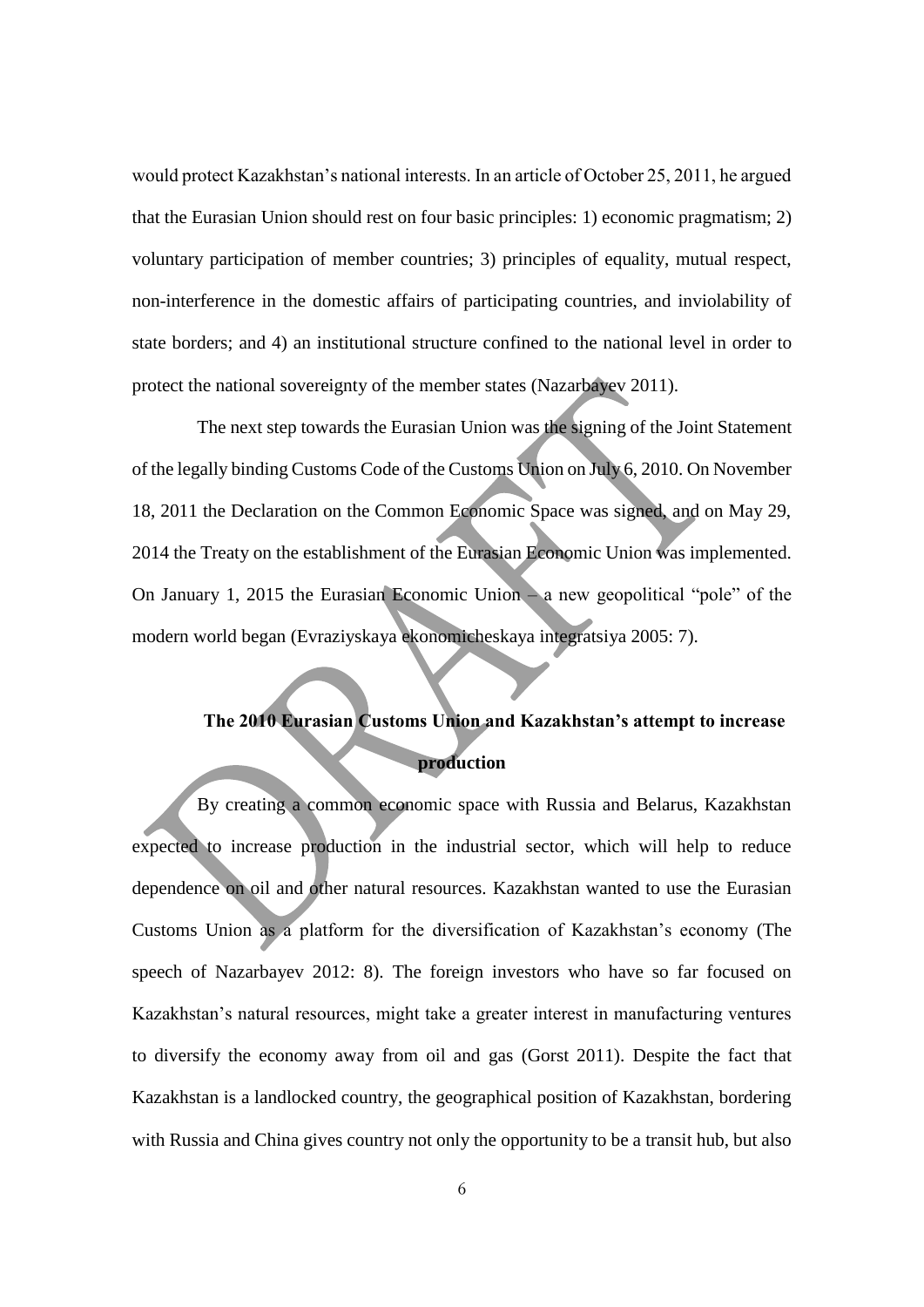would protect Kazakhstan's national interests. In an article of October 25, 2011, he argued that the Eurasian Union should rest on four basic principles: 1) economic pragmatism; 2) voluntary participation of member countries; 3) principles of equality, mutual respect, non-interference in the domestic affairs of participating countries, and inviolability of state borders; and 4) an institutional structure confined to the national level in order to protect the national sovereignty of the member states (Nazarbayev 2011).

The next step towards the Eurasian Union was the signing of the Joint Statement of the legally binding Customs Code of the Customs Union on July 6, 2010. On November 18, 2011 the Declaration on the Common Economic Space was signed, and on May 29, 2014 the Treaty on the establishment of the Eurasian Economic Union was implemented. On January 1, 2015 the Eurasian Economic Union – a new geopolitical "pole" of the modern world began (Evraziyskaya ekonomicheskaya integratsiya 2005: 7).

## The 2010 Eurasian Customs Union and Kazakhstan's attempt to increase production

By creating a common economic space with Russia and Belarus, Kazakhstan expected to increase production in the industrial sector, which will help to reduce dependence on oil and other natural resources. Kazakhstan wanted to use the Eurasian Customs Union as a platform for the diversification of Kazakhstan's economy (The speech of Nazarbayev 2012: 8). The foreign investors who have so far focused on Kazakhstan's natural resources, might take a greater interest in manufacturing ventures to diversify the economy away from oil and gas (Gorst 2011). Despite the fact that Kazakhstan is a landlocked country, the geographical position of Kazakhstan, bordering with Russia and China gives country not only the opportunity to be a transit hub, but also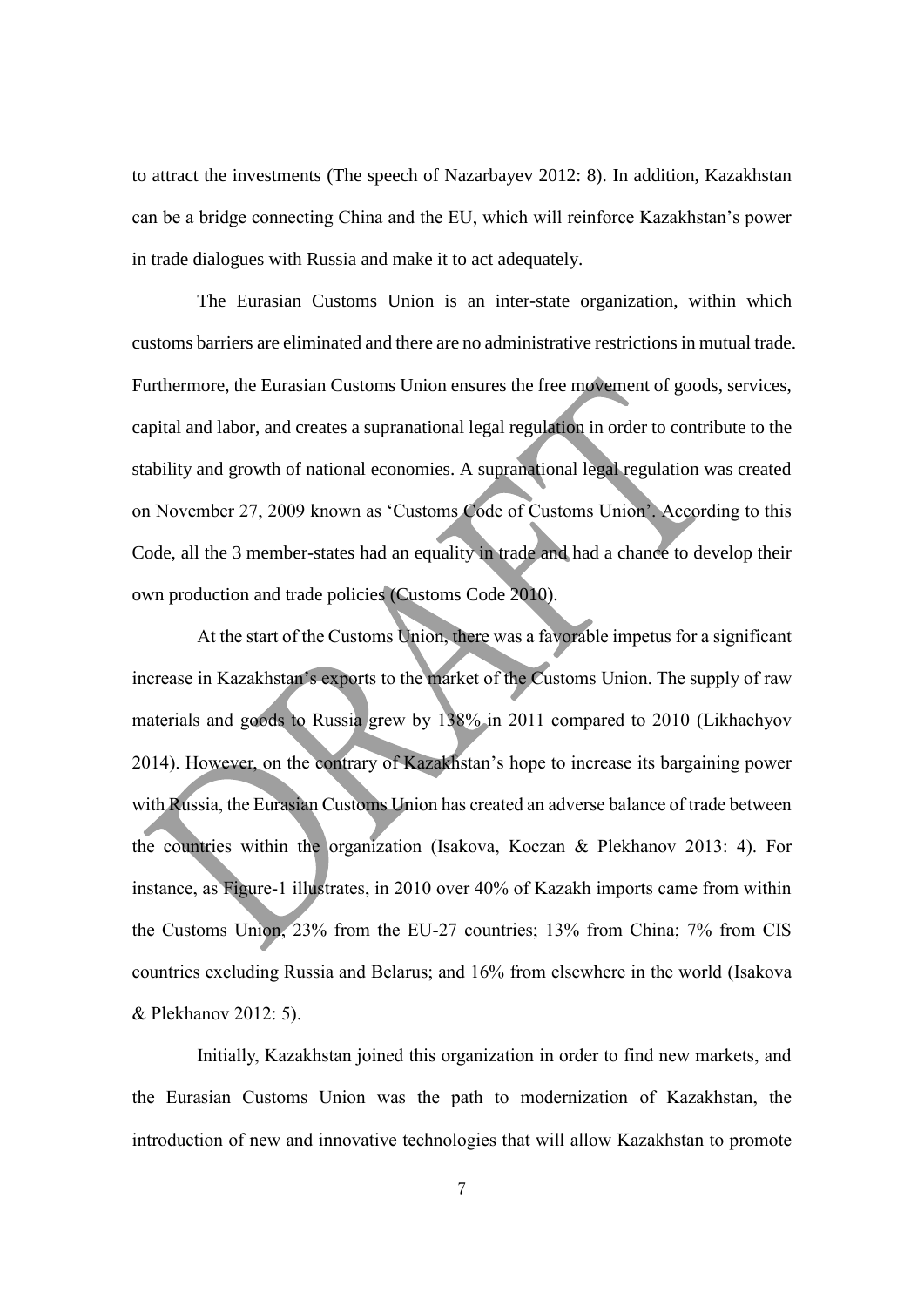to attract the investments (The speech of Nazarbayev 2012: 8). In addition, Kazakhstan can be a bridge connecting China and the EU, which will reinforce Kazakhstan's power in trade dialogues with Russia and make it to act adequately.

The Eurasian Customs Union is an inter-state organization, within which customs barriers are eliminated and there are no administrative restrictions in mutual trade. Furthermore, the Eurasian Customs Union ensures the free movement of goods, services, capital and labor, and creates a supranational legal regulation in order to contribute to the stability and growth of national economies. A supranational legal regulation was created on November 27, 2009 known as 'Customs Code of Customs Union'. According to this Code, all the 3 member-states had an equality in trade and had a chance to develop their own production and trade policies (Customs Code 2010).

At the start of the Customs Union, there was a favorable impetus for a significant increase in Kazakhstan's exports to the market of the Customs Union. The supply of raw materials and goods to Russia grew by 138% in 2011 compared to 2010 (Likhachyov 2014). However, on the contrary of Kazakhstan's hope to increase its bargaining power with Russia, the Eurasian Customs Union has created an adverse balance of trade between the countries within the organization (Isakova, Koczan & Plekhanov 2013: 4). For instance, as Figure-1 illustrates, in 2010 over 40% of Kazakh imports came from within the Customs Union, 23% from the EU-27 countries; 13% from China; 7% from CIS countries excluding Russia and Belarus; and 16% from elsewhere in the world (Isakova & Plekhanov 2012: 5).

Initially, Kazakhstan joined this organization in order to find new markets, and the Eurasian Customs Union was the path to modernization of Kazakhstan, the introduction of new and innovative technologies that will allow Kazakhstan to promote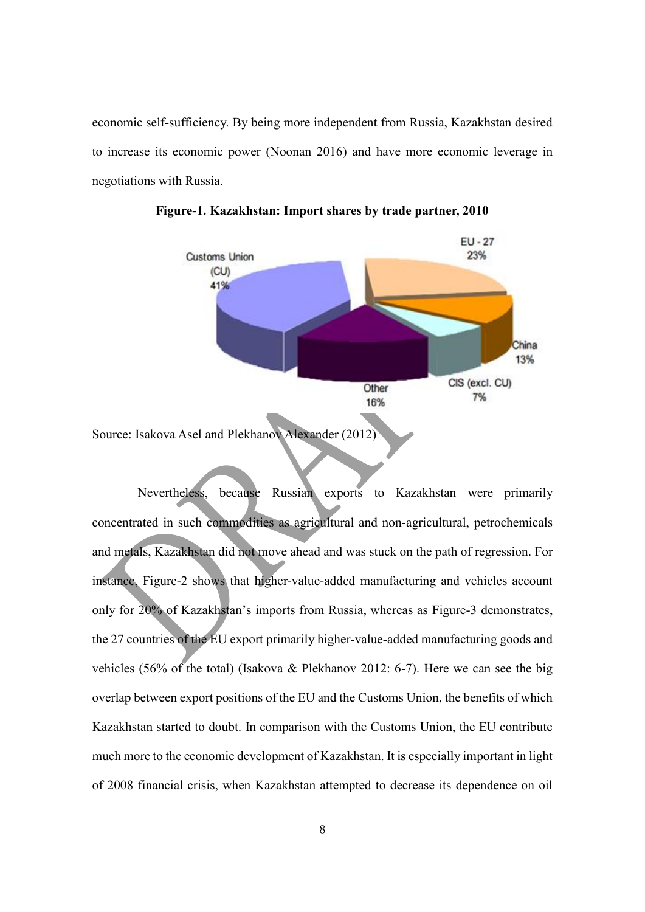economic self-sufficiency. By being more independent from Russia, Kazakhstan desired to increase its economic power (Noonan 2016) and have more economic leverage in negotiations with Russia.

**Figure-1. Kazakhstan: Import shares by trade partner, 2010**

Source: Isakova Asel and Plekhanov Alexander (2012)

Nevertheless, because Russian exports to Kazakhstan were primarily concentrated in such commodities as agricultural and non-agricultural, petrochemicals and metals, Kazakhstan did not move ahead and was stuck on the path of regression. For instance, Figure-2 shows that higher-value-added manufacturing and vehicles account only for 20% of Kazakhstan's imports from Russia, whereas as Figure-3 demonstrates, the 27 countries of the EU export primarily higher-value-added manufacturing goods and vehicles (56% of the total) (Isakova & Plekhanov 2012: 6-7). Here we can see the big overlap between export positions of the EU and the Customs Union, the benefits of which Kazakhstan started to doubt. In comparison with the Customs Union, the EU contribute much more to the economic development of Kazakhstan. It is especially important in light of 2008 financial crisis, when Kazakhstan attempted to decrease its dependence on oil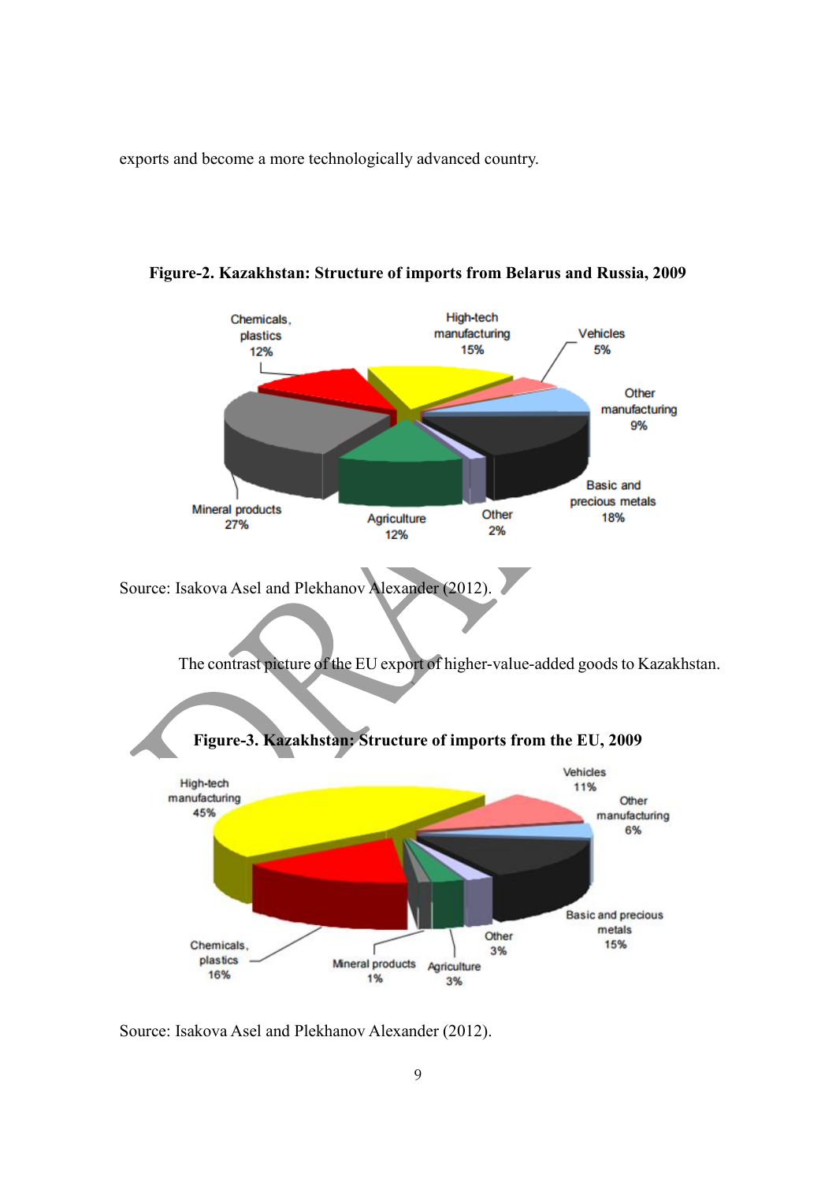exports and become a more technologically advanced country.

**Figure-2. Kazakhstan: Structure of imports from Belarus and Russia, 2009**

Source: Isakova Asel and Plekhanov Alexander (2012).

The contrast picture of the EU export of higher-value-added goods to Kazakhstan.

**Figure-3. Kazakhstan: Structure of imports from the EU, 2009**

Source: Isakova Asel and Plekhanov Alexander (2012).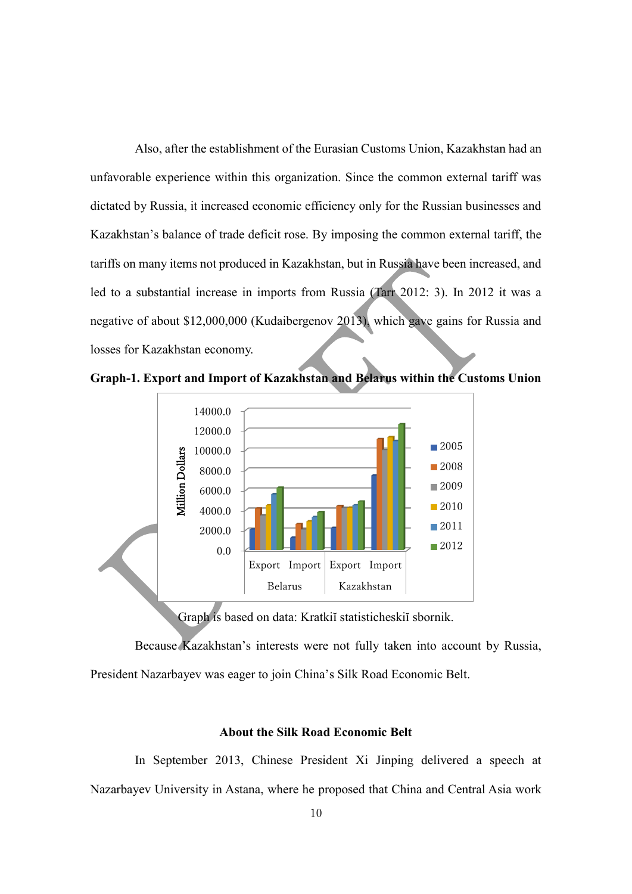Also, after the establishment of the Eurasian Customs Union, Kazakhstan had an unfavorable experience within this organization. Since the common external tariff was dictated by Russia, it increased economic efficiency only for the Russian businesses and Kazakhstan's balance of trade deficit rose. By imposing the common external tariff, the tariffs on many items not produced in Kazakhstan, but in Russia have been increased, and led to a substantial increase in imports from Russia (Tarr 2012: 3). In 2012 it was a negative of about $12,000,000 (Kudaibergenov 2013), which gave gains for Russia and losses for Kazakhstan economy.

**Graph-1. Export and Import of Kazakhstan and Belarus within the Customs Union**

Graph is based on data: Kratkiĭ statisticheskiĭ sbornik.

Because Kazakhstan's interests were not fully taken into account by Russia, President Nazarbayev was eager to join China's Silk Road Economic Belt.

## About the Silk Road Economic Belt

In September 2013, Chinese President Xi Jinping delivered a speech at Nazarbayev University in Astana, where he proposed that China and Central Asia work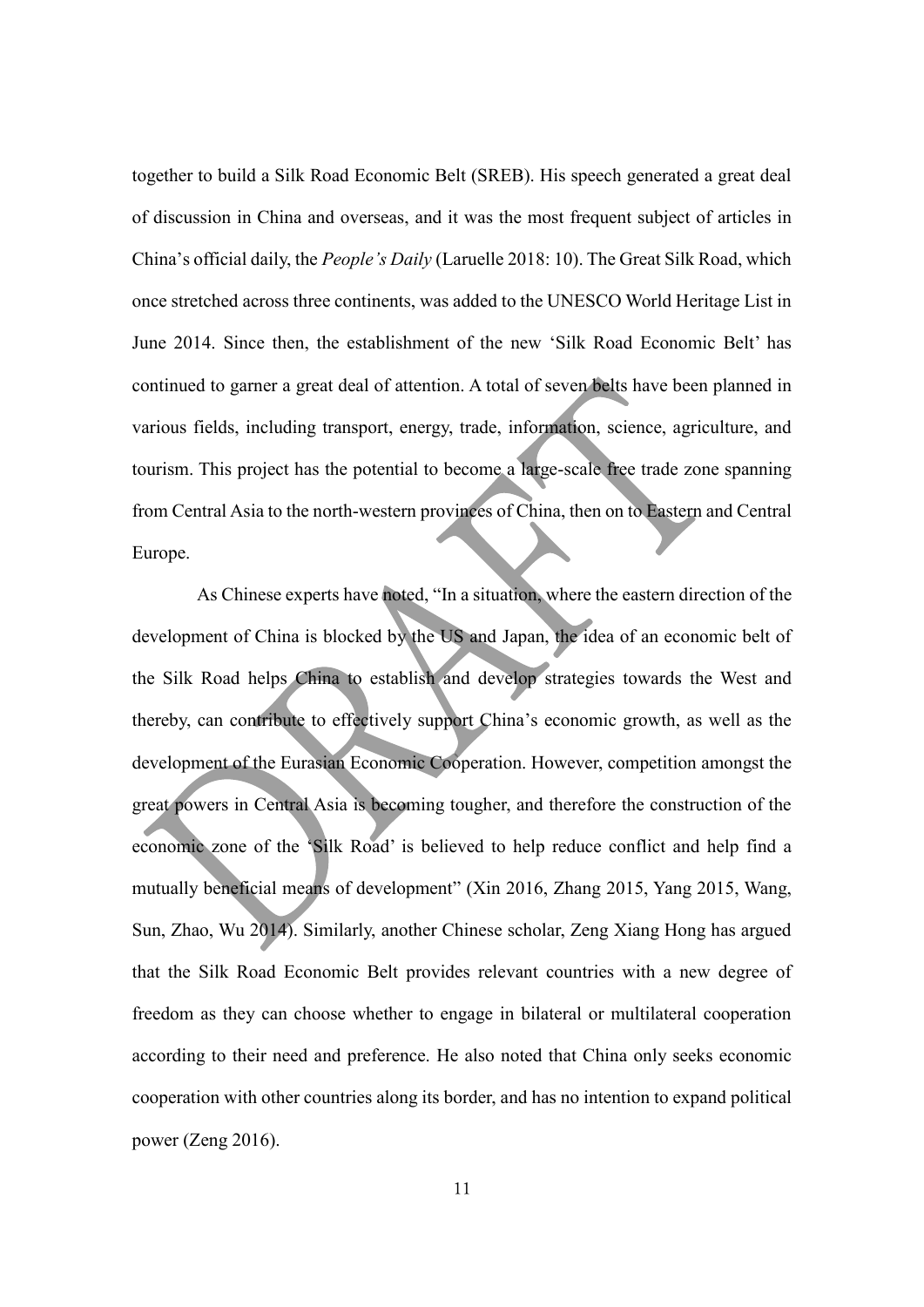together to build a Silk Road Economic Belt (SREB). His speech generated a great deal of discussion in China and overseas, and it was the most frequent subject of articles in China's official daily, the *People's Daily* (Laruelle 2018: 10). The Great Silk Road, which once stretched across three continents, was added to the UNESCO World Heritage List in June 2014. Since then, the establishment of the new 'Silk Road Economic Belt' has continued to garner a great deal of attention. A total of seven belts have been planned in various fields, including transport, energy, trade, information, science, agriculture, and tourism. This project has the potential to become a large-scale free trade zone spanning from Central Asia to the north-western provinces of China, then on to Eastern and Central Europe.

As Chinese experts have noted, "In a situation, where the eastern direction of the development of China is blocked by the US and Japan, the idea of an economic belt of the Silk Road helps China to establish and develop strategies towards the West and thereby, can contribute to effectively support China's economic growth, as well as the development of the Eurasian Economic Cooperation. However, competition amongst the great powers in Central Asia is becoming tougher, and therefore the construction of the economic zone of the 'Silk Road' is believed to help reduce conflict and help find a mutually beneficial means of development" (Xin 2016, Zhang 2015, Yang 2015, Wang, Sun, Zhao, Wu 2014). Similarly, another Chinese scholar, Zeng Xiang Hong has argued that the Silk Road Economic Belt provides relevant countries with a new degree of freedom as they can choose whether to engage in bilateral or multilateral cooperation according to their need and preference. He also noted that China only seeks economic cooperation with other countries along its border, and has no intention to expand political power (Zeng 2016).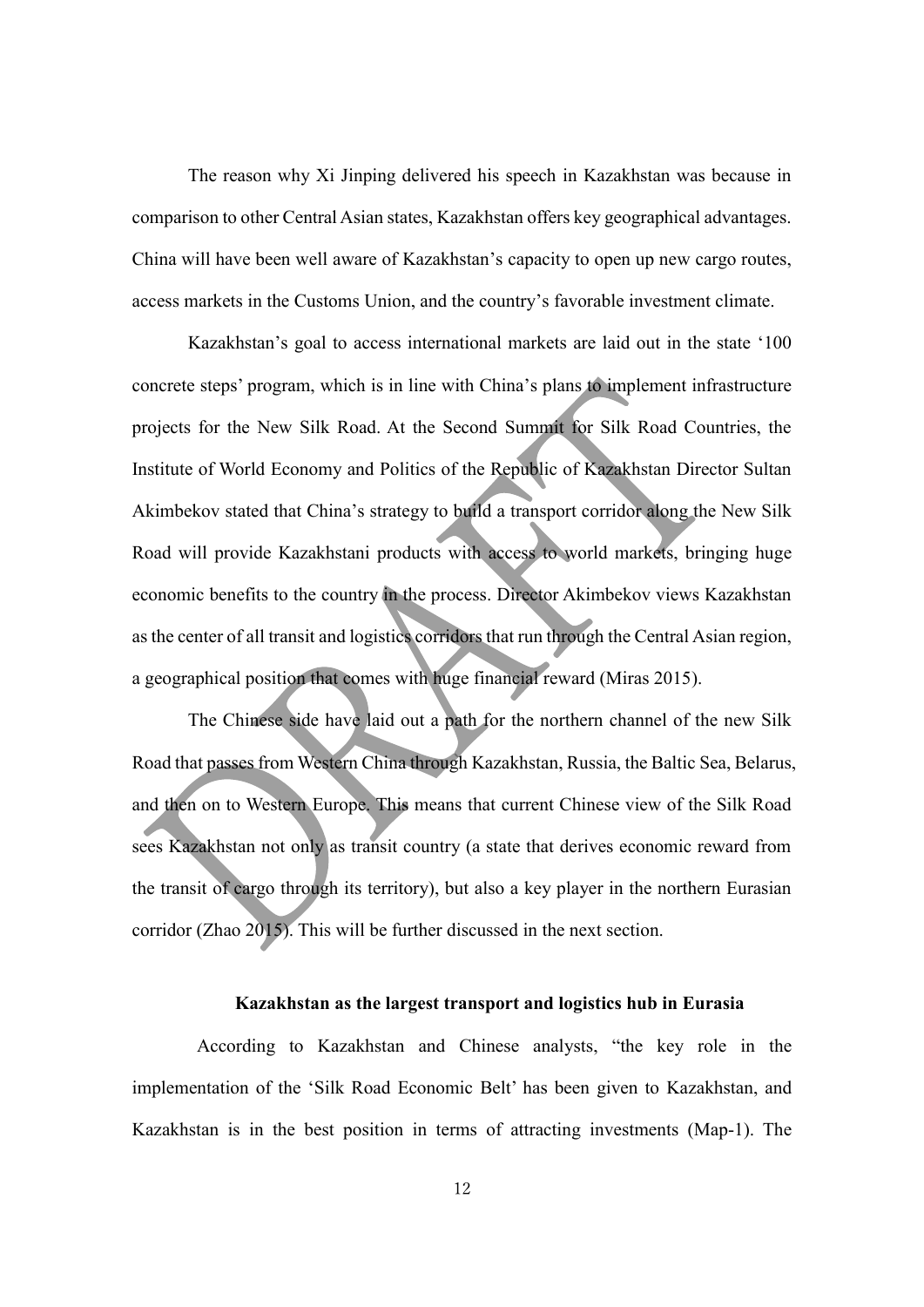The reason why Xi Jinping delivered his speech in Kazakhstan was because in comparison to other Central Asian states, Kazakhstan offers key geographical advantages. China will have been well aware of Kazakhstan's capacity to open up new cargo routes, access markets in the Customs Union, and the country's favorable investment climate.

Kazakhstan's goal to access international markets are laid out in the state '100 concrete steps' program, which is in line with China's plans to implement infrastructure projects for the New Silk Road. At the Second Summit for Silk Road Countries, the Institute of World Economy and Politics of the Republic of Kazakhstan Director Sultan Akimbekov stated that China's strategy to build a transport corridor along the New Silk Road will provide Kazakhstani products with access to world markets, bringing huge economic benefits to the country in the process. Director Akimbekov views Kazakhstan as the center of all transit and logistics corridors that run through the Central Asian region, a geographical position that comes with huge financial reward (Miras 2015).

The Chinese side have laid out a path for the northern channel of the new Silk Road that passes from Western China through Kazakhstan, Russia, the Baltic Sea, Belarus, and then on to Western Europe. This means that current Chinese view of the Silk Road sees Kazakhstan not only as transit country (a state that derives economic reward from the transit of cargo through its territory), but also a key player in the northern Eurasian corridor (Zhao 2015). This will be further discussed in the next section.

**Kazakhstan as the largest transport and logistics hub in Eurasia**

According to Kazakhstan and Chinese analysts, "the key role in the implementation of the 'Silk Road Economic Belt' has been given to Kazakhstan, and Kazakhstan is in the best position in terms of attracting investments (Map-1). The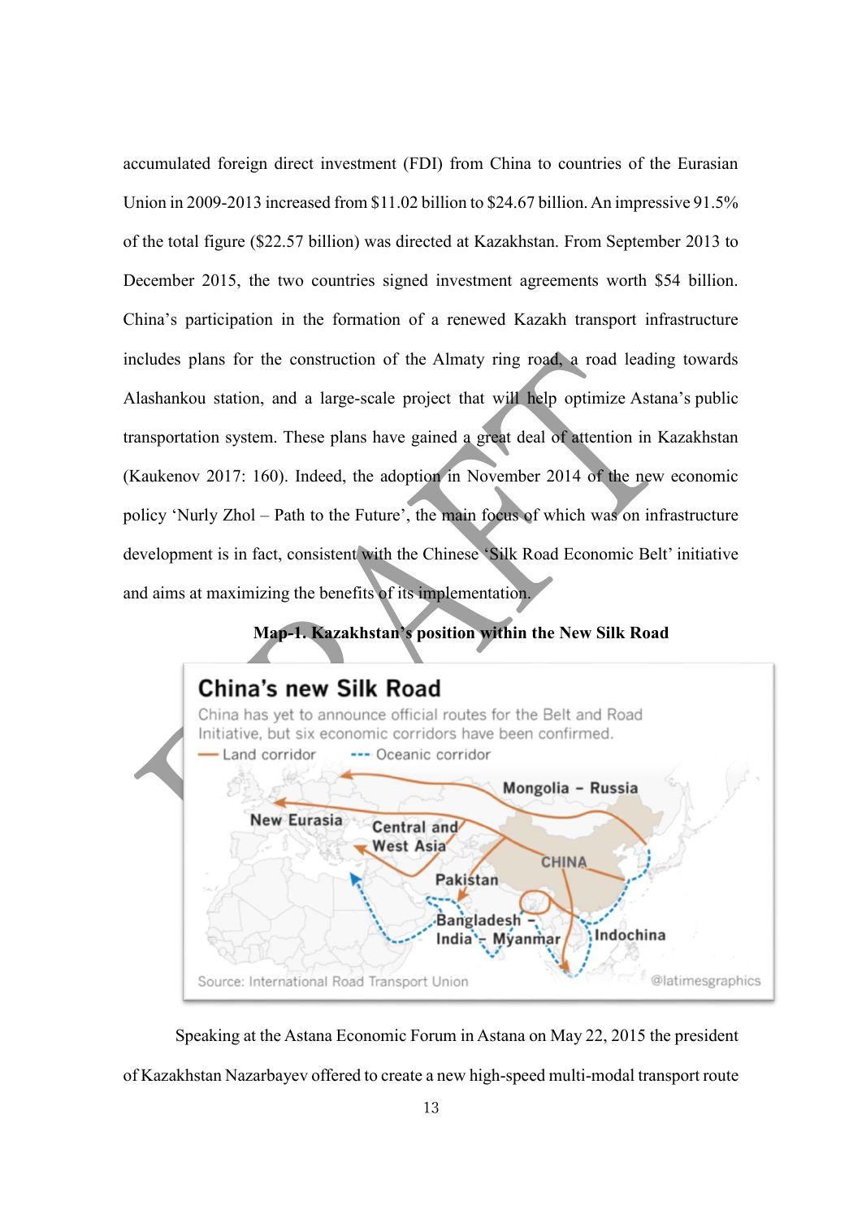accumulated foreign direct investment (FDI) from China to countries of the Eurasian Union in 2009-2013 increased from $11.02 billion to $24.67 billion. An impressive 91.5% of the total figure ($22.57 billion) was directed at Kazakhstan. From September 2013 to December 2015, the two countries signed investment agreements worth $54 billion. China's participation in the formation of a renewed Kazakh transport infrastructure includes plans for the construction of the Almaty ring road, a road leading towards Alashankou station, and a large-scale project that will help optimize Astana's public transportation system. These plans have gained a great deal of attention in Kazakhstan (Kaukenov 2017: 160). Indeed, the adoption in November 2014 of the new economic policy 'Nurly Zhol – Path to the Future', the main focus of which was on infrastructure development is in fact, consistent with the Chinese 'Silk Road Economic Belt' initiative and aims at maximizing the benefits of its implementation.

**Map-1. Kazakhstan's position within the New Silk Road**

Speaking at the Astana Economic Forum in Astana on May 22, 2015 the president of Kazakhstan Nazarbayev offered to create a new high-speed multi-modal transport route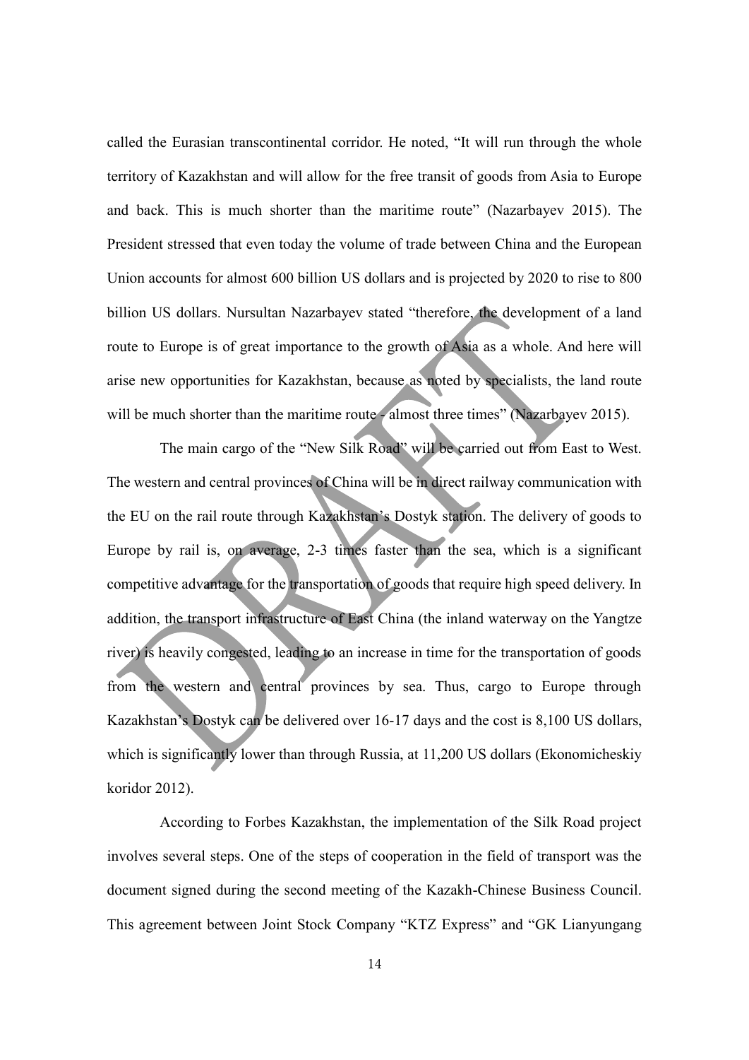called the Eurasian transcontinental corridor. He noted, “It will run through the whole territory of Kazakhstan and will allow for the free transit of goods from Asia to Europe and back. This is much shorter than the maritime route” (Nazarbayev 2015). The President stressed that even today the volume of trade between China and the European Union accounts for almost 600 billion US dollars and is projected by 2020 to rise to 800 billion US dollars. Nursultan Nazarbayev stated “therefore, the development of a land route to Europe is of great importance to the growth of Asia as a whole. And here will arise new opportunities for Kazakhstan, because as noted by specialists, the land route will be much shorter than the maritime route - almost three times” (Nazarbayev 2015).

The main cargo of the “New Silk Road” will be carried out from East to West. The western and central provinces of China will be in direct railway communication with the EU on the rail route through Kazakhstan’s Dostyk station. The delivery of goods to Europe by rail is, on average, 2-3 times faster than the sea, which is a significant competitive advantage for the transportation of goods that require high speed delivery. In addition, the transport infrastructure of East China (the inland waterway on the Yangtze river) is heavily congested, leading to an increase in time for the transportation of goods from the western and central provinces by sea. Thus, cargo to Europe through Kazakhstan’s Dostyk can be delivered over 16-17 days and the cost is 8,100 US dollars, which is significantly lower than through Russia, at 11,200 US dollars (Ekonomicheskiy koridor 2012).

According to Forbes Kazakhstan, the implementation of the Silk Road project involves several steps. One of the steps of cooperation in the field of transport was the document signed during the second meeting of the Kazakh-Chinese Business Council. This agreement between Joint Stock Company “KTZ Express” and “GK Lianyungang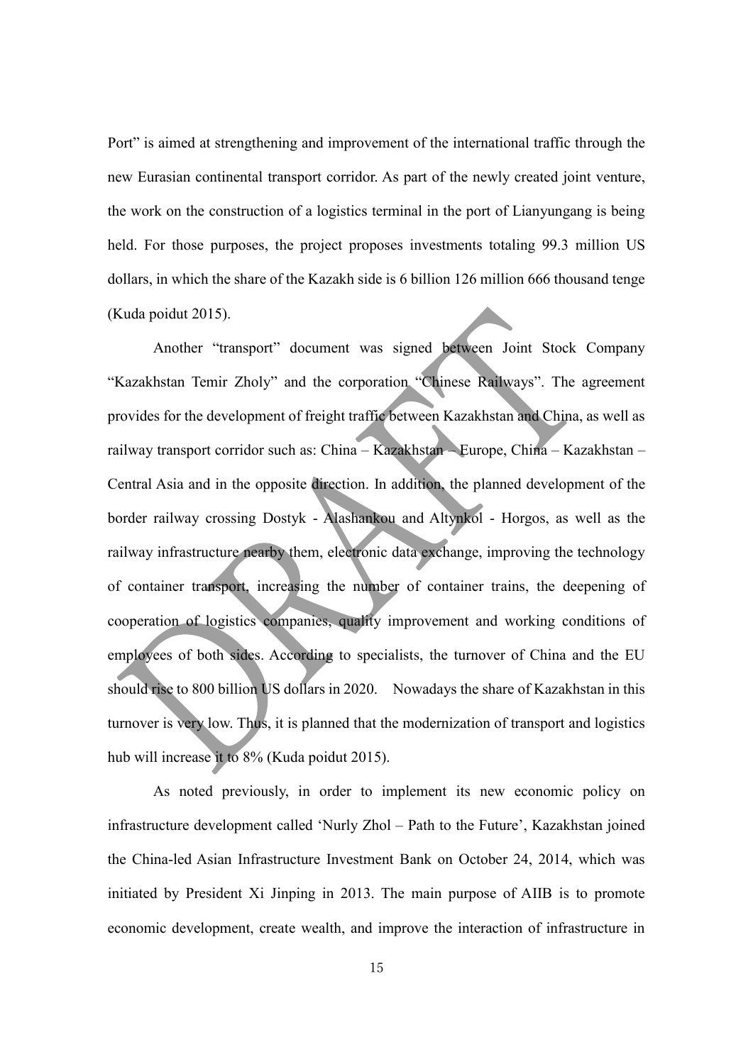Port" is aimed at strengthening and improvement of the international traffic through the new Eurasian continental transport corridor. As part of the newly created joint venture, the work on the construction of a logistics terminal in the port of Lianyungang is being held. For those purposes, the project proposes investments totaling 99.3 million US dollars, in which the share of the Kazakh side is 6 billion 126 million 666 thousand tenge (Kuda poidut 2015).

Another "transport" document was signed between Joint Stock Company "Kazakhstan Temir Zholy" and the corporation "Chinese Railways". The agreement provides for the development of freight traffic between Kazakhstan and China, as well as railway transport corridor such as: China – Kazakhstan – Europe, China – Kazakhstan – Central Asia and in the opposite direction. In addition, the planned development of the border railway crossing Dostyk - Alashankou and Altynkol - Horgos, as well as the railway infrastructure nearby them, electronic data exchange, improving the technology of container transport, increasing the number of container trains, the deepening of cooperation of logistics companies, quality improvement and working conditions of employees of both sides. According to specialists, the turnover of China and the EU should rise to 800 billion US dollars in 2020. Nowadays the share of Kazakhstan in this turnover is very low. Thus, it is planned that the modernization of transport and logistics hub will increase it to 8% (Kuda poidut 2015).

As noted previously, in order to implement its new economic policy on infrastructure development called 'Nurly Zhol – Path to the Future', Kazakhstan joined the China-led Asian Infrastructure Investment Bank on October 24, 2014, which was initiated by President Xi Jinping in 2013. The main purpose of AIIB is to promote economic development, create wealth, and improve the interaction of infrastructure in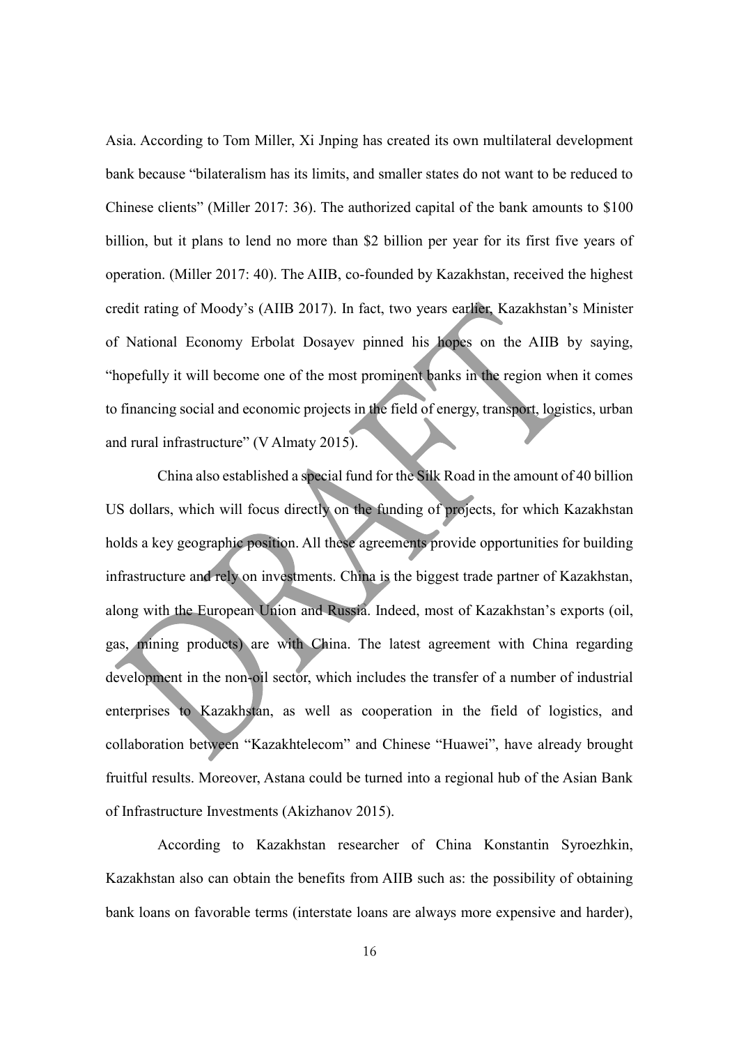Asia. According to Tom Miller, Xi Jnping has created its own multilateral development bank because "bilateralism has its limits, and smaller states do not want to be reduced to Chinese clients" (Miller 2017: 36). The authorized capital of the bank amounts to $100 billion, but it plans to lend no more than $2 billion per year for its first five years of operation. (Miller 2017: 40). The AIIB, co-founded by Kazakhstan, received the highest credit rating of Moody's (AIIB 2017). In fact, two years earlier, Kazakhstan's Minister of National Economy Erbolat Dosayev pinned his hopes on the AIIB by saying, "hopefully it will become one of the most prominent banks in the region when it comes to financing social and economic projects in the field of energy, transport, logistics, urban and rural infrastructure" (V Almaty 2015).

China also established a special fund for the Silk Road in the amount of 40 billion US dollars, which will focus directly on the funding of projects, for which Kazakhstan holds a key geographic position. All these agreements provide opportunities for building infrastructure and rely on investments. China is the biggest trade partner of Kazakhstan, along with the European Union and Russia. Indeed, most of Kazakhstan's exports (oil, gas, mining products) are with China. The latest agreement with China regarding development in the non-oil sector, which includes the transfer of a number of industrial enterprises to Kazakhstan, as well as cooperation in the field of logistics, and collaboration between "Kazakhtelecom" and Chinese "Huawei", have already brought fruitful results. Moreover, Astana could be turned into a regional hub of the Asian Bank of Infrastructure Investments (Akizhanov 2015).

According to Kazakhstan researcher of China Konstantin Syroezhkin, Kazakhstan also can obtain the benefits from AIIB such as: the possibility of obtaining bank loans on favorable terms (interstate loans are always more expensive and harder),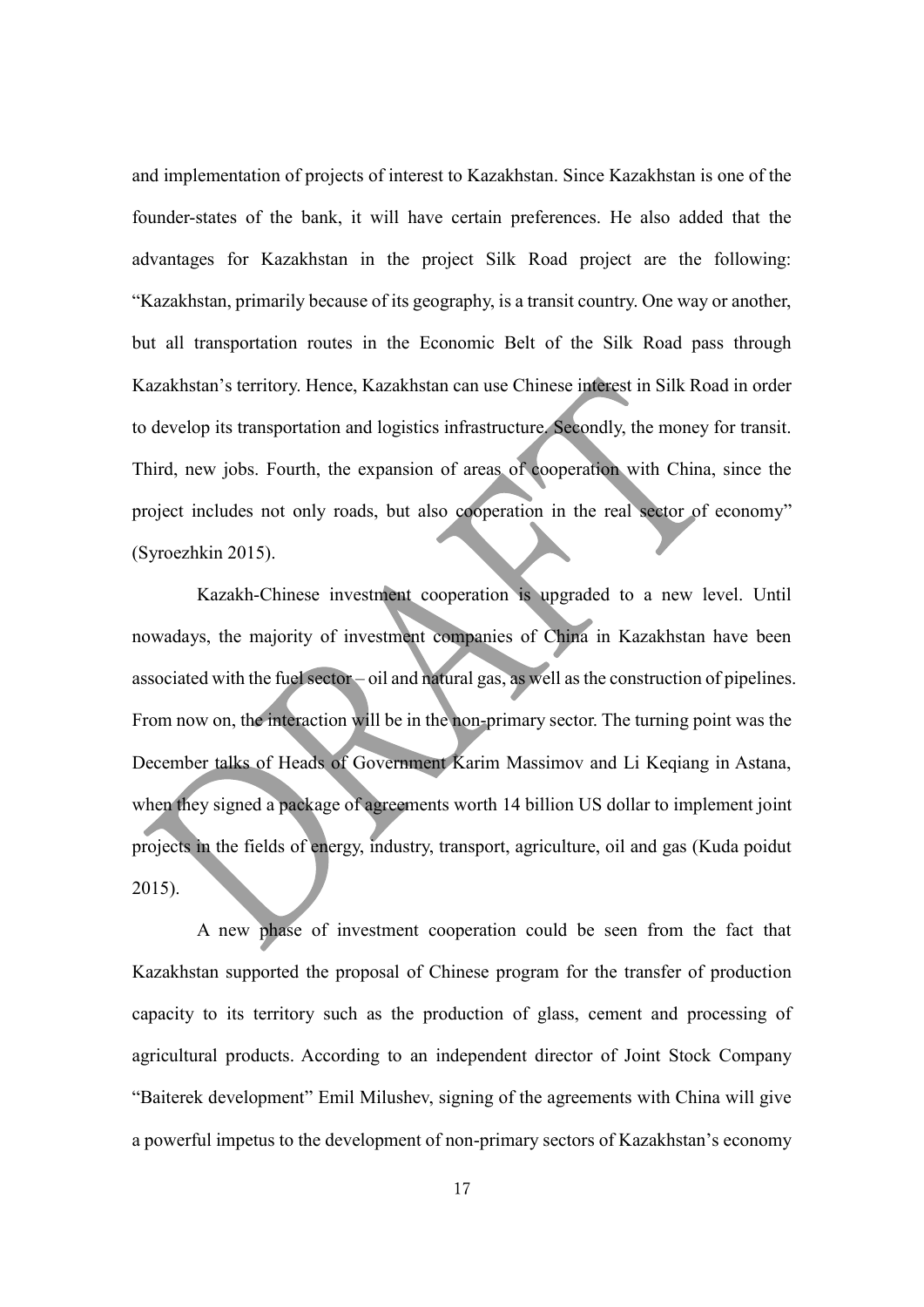and implementation of projects of interest to Kazakhstan. Since Kazakhstan is one of the founder-states of the bank, it will have certain preferences. He also added that the advantages for Kazakhstan in the project Silk Road project are the following: "Kazakhstan, primarily because of its geography, is a transit country. One way or another, but all transportation routes in the Economic Belt of the Silk Road pass through Kazakhstan's territory. Hence, Kazakhstan can use Chinese interest in Silk Road in order to develop its transportation and logistics infrastructure. Secondly, the money for transit. Third, new jobs. Fourth, the expansion of areas of cooperation with China, since the project includes not only roads, but also cooperation in the real sector of economy" (Syroezhkin 2015).

Kazakh-Chinese investment cooperation is upgraded to a new level. Until nowadays, the majority of investment companies of China in Kazakhstan have been associated with the fuel sector – oil and natural gas, as well as the construction of pipelines. From now on, the interaction will be in the non-primary sector. The turning point was the December talks of Heads of Government Karim Massimov and Li Keqiang in Astana, when they signed a package of agreements worth 14 billion US dollar to implement joint projects in the fields of energy, industry, transport, agriculture, oil and gas (Kuda poidut 2015).

A new phase of investment cooperation could be seen from the fact that Kazakhstan supported the proposal of Chinese program for the transfer of production capacity to its territory such as the production of glass, cement and processing of agricultural products. According to an independent director of Joint Stock Company "Baiterek development" Emil Milushev, signing of the agreements with China will give a powerful impetus to the development of non-primary sectors of Kazakhstan's economy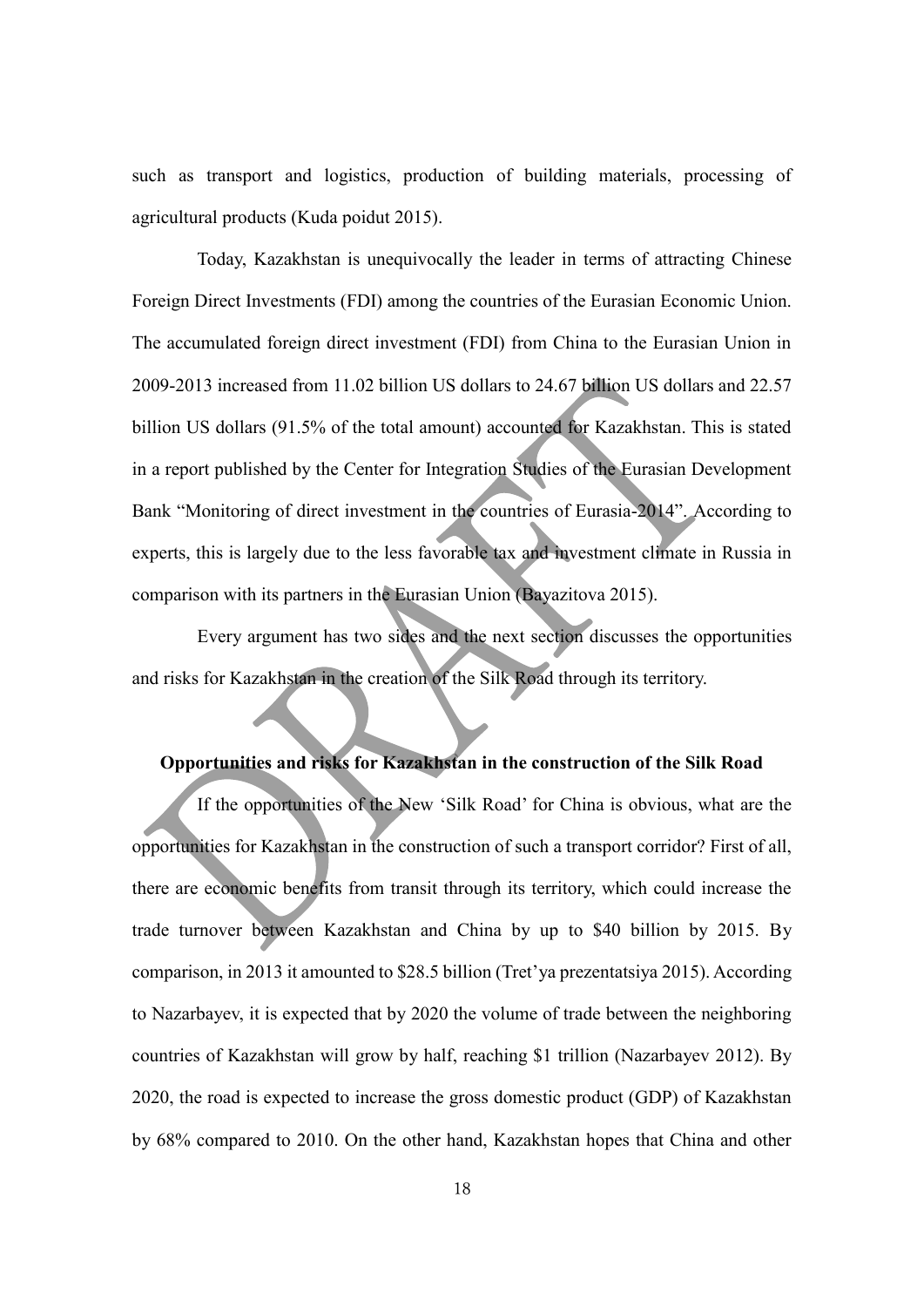such as transport and logistics, production of building materials, processing of agricultural products (Kuda poidut 2015).

Today, Kazakhstan is unequivocally the leader in terms of attracting Chinese Foreign Direct Investments (FDI) among the countries of the Eurasian Economic Union. The accumulated foreign direct investment (FDI) from China to the Eurasian Union in 2009-2013 increased from 11.02 billion US dollars to 24.67 billion US dollars and 22.57 billion US dollars (91.5% of the total amount) accounted for Kazakhstan. This is stated in a report published by the Center for Integration Studies of the Eurasian Development Bank "Monitoring of direct investment in the countries of Eurasia-2014". According to experts, this is largely due to the less favorable tax and investment climate in Russia in comparison with its partners in the Eurasian Union (Bayazitova 2015).

Every argument has two sides and the next section discusses the opportunities and risks for Kazakhstan in the creation of the Silk Road through its territory.

**Opportunities and risks for Kazakhstan in the construction of the Silk Road**

If the opportunities of the New 'Silk Road' for China is obvious, what are the opportunities for Kazakhstan in the construction of such a transport corridor? First of all, there are economic benefits from transit through its territory, which could increase the trade turnover between Kazakhstan and China by up to $40 billion by 2015. By comparison, in 2013 it amounted to $28.5 billion (Tret'ya prezentatsiya 2015). According to Nazarbayev, it is expected that by 2020 the volume of trade between the neighboring countries of Kazakhstan will grow by half, reaching $1 trillion (Nazarbayev 2012). By 2020, the road is expected to increase the gross domestic product (GDP) of Kazakhstan by 68% compared to 2010. On the other hand, Kazakhstan hopes that China and other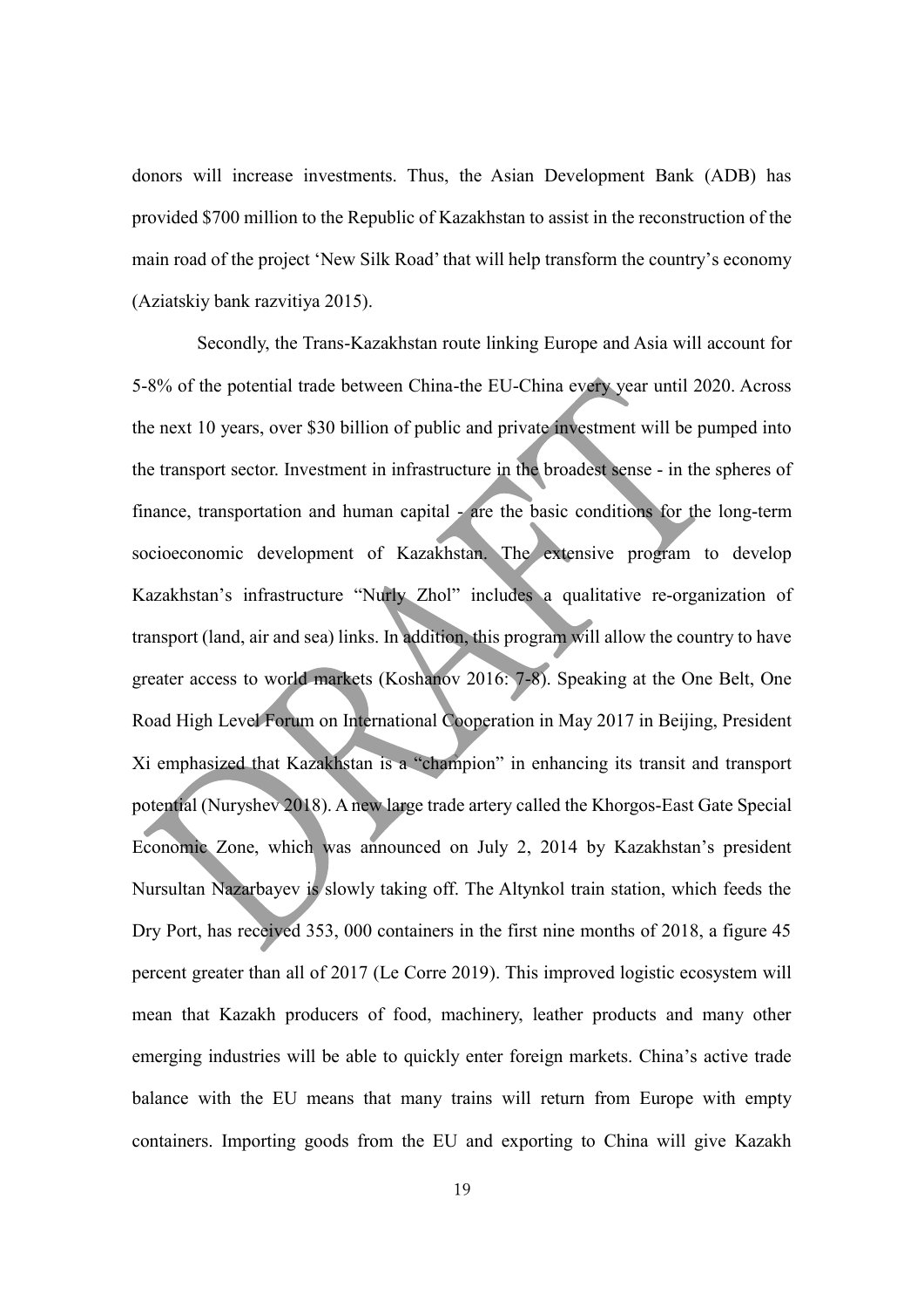donors will increase investments. Thus, the Asian Development Bank (ADB) has provided $700 million to the Republic of Kazakhstan to assist in the reconstruction of the main road of the project 'New Silk Road' that will help transform the country's economy (Aziatskiy bank razvitiya 2015).

Secondly, the Trans-Kazakhstan route linking Europe and Asia will account for 5-8% of the potential trade between China-the EU-China every year until 2020. Across the next 10 years, over $30 billion of public and private investment will be pumped into the transport sector. Investment in infrastructure in the broadest sense - in the spheres of finance, transportation and human capital - are the basic conditions for the long-term socioeconomic development of Kazakhstan. The extensive program to develop Kazakhstan's infrastructure "Nurly Zhol" includes a qualitative re-organization of transport (land, air and sea) links. In addition, this program will allow the country to have greater access to world markets (Koshanov 2016: 7-8). Speaking at the One Belt, One Road High Level Forum on International Cooperation in May 2017 in Beijing, President Xi emphasized that Kazakhstan is a "champion" in enhancing its transit and transport potential (Nuryshev 2018). A new large trade artery called the Khorgos-East Gate Special Economic Zone, which was announced on July 2, 2014 by Kazakhstan's president Nursultan Nazarbayev is slowly taking off. The Altynkol train station, which feeds the Dry Port, has received 353, 000 containers in the first nine months of 2018, a figure 45 percent greater than all of 2017 (Le Corre 2019). This improved logistic ecosystem will mean that Kazakh producers of food, machinery, leather products and many other emerging industries will be able to quickly enter foreign markets. China's active trade balance with the EU means that many trains will return from Europe with empty containers. Importing goods from the EU and exporting to China will give Kazakh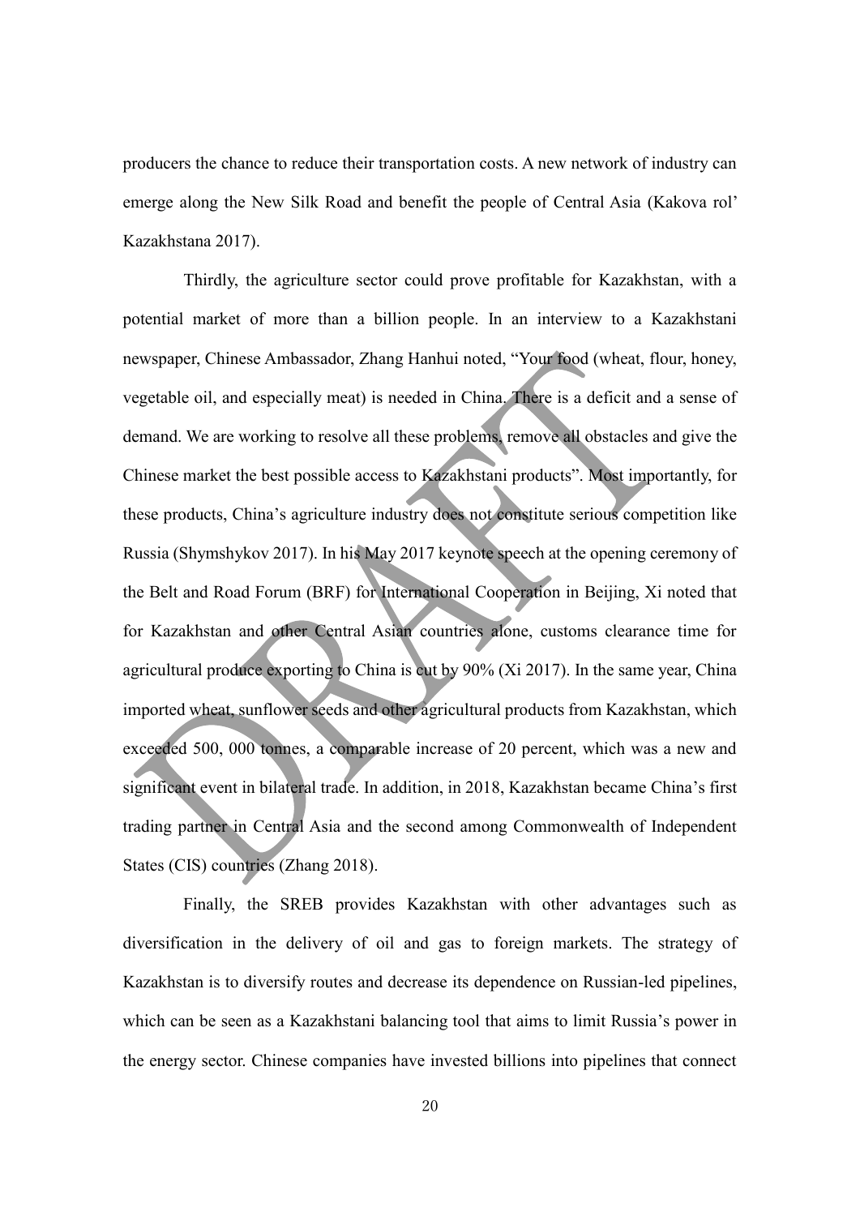producers the chance to reduce their transportation costs. A new network of industry can emerge along the New Silk Road and benefit the people of Central Asia (Kakova rol' Kazakhstana 2017).

Thirdly, the agriculture sector could prove profitable for Kazakhstan, with a potential market of more than a billion people. In an interview to a Kazakhstani newspaper, Chinese Ambassador, Zhang Hanhui noted, "Your food (wheat, flour, honey, vegetable oil, and especially meat) is needed in China. There is a deficit and a sense of demand. We are working to resolve all these problems, remove all obstacles and give the Chinese market the best possible access to Kazakhstani products". Most importantly, for these products, China's agriculture industry does not constitute serious competition like Russia (Shymshykov 2017). In his May 2017 keynote speech at the opening ceremony of the Belt and Road Forum (BRF) for International Cooperation in Beijing, Xi noted that for Kazakhstan and other Central Asian countries alone, customs clearance time for agricultural produce exporting to China is cut by 90% (Xi 2017). In the same year, China imported wheat, sunflower seeds and other agricultural products from Kazakhstan, which exceeded 500, 000 tonnes, a comparable increase of 20 percent, which was a new and significant event in bilateral trade. In addition, in 2018, Kazakhstan became China's first trading partner in Central Asia and the second among Commonwealth of Independent States (CIS) countries (Zhang 2018).

Finally, the SREB provides Kazakhstan with other advantages such as diversification in the delivery of oil and gas to foreign markets. The strategy of Kazakhstan is to diversify routes and decrease its dependence on Russian-led pipelines, which can be seen as a Kazakhstani balancing tool that aims to limit Russia's power in the energy sector. Chinese companies have invested billions into pipelines that connect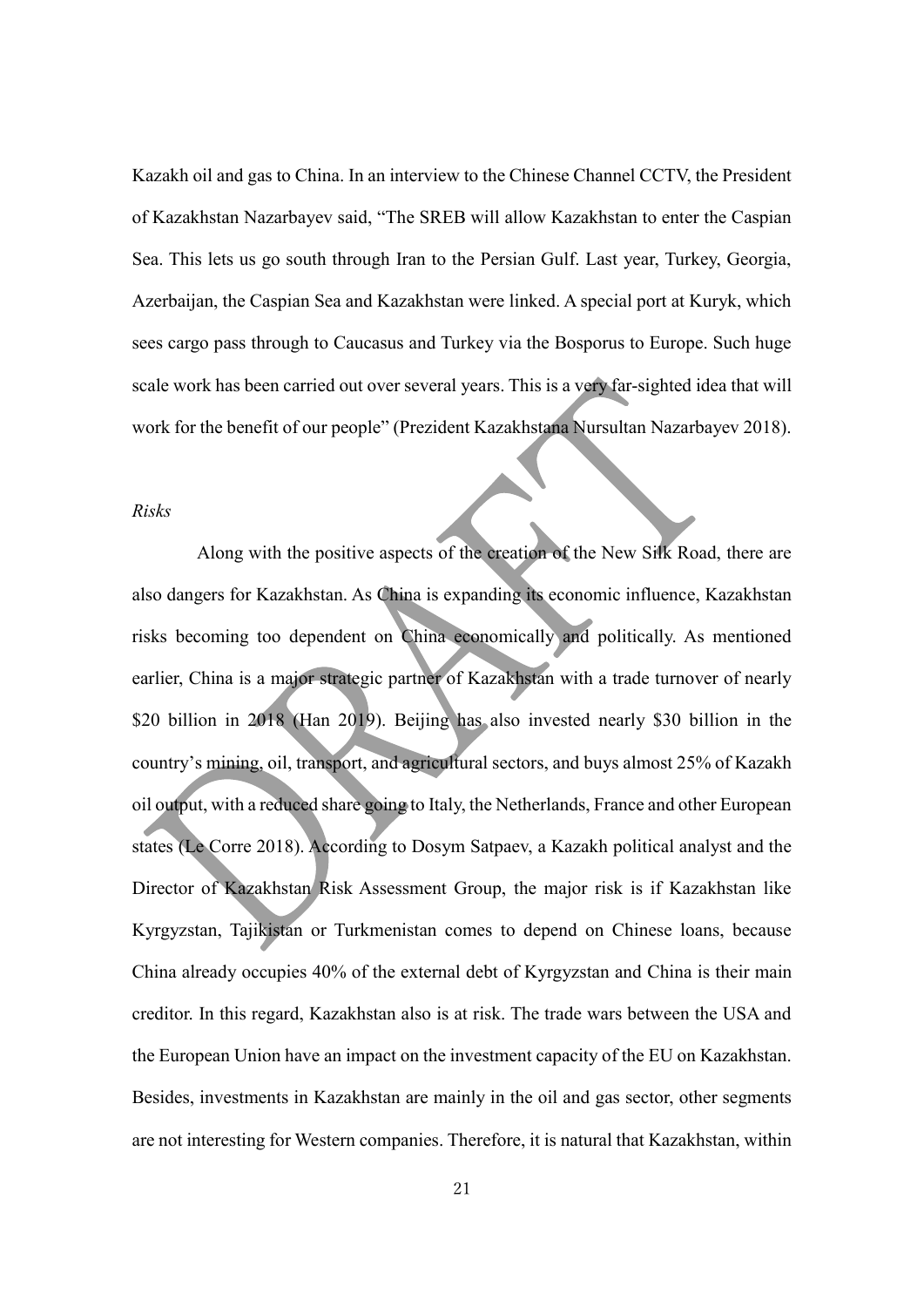Kazakh oil and gas to China. In an interview to the Chinese Channel CCTV, the President of Kazakhstan Nazarbayev said, "The SREB will allow Kazakhstan to enter the Caspian Sea. This lets us go south through Iran to the Persian Gulf. Last year, Turkey, Georgia, Azerbaijan, the Caspian Sea and Kazakhstan were linked. A special port at Kuryk, which sees cargo pass through to Caucasus and Turkey via the Bosporus to Europe. Such huge scale work has been carried out over several years. This is a very far-sighted idea that will work for the benefit of our people" (Prezident Kazakhstana Nursultan Nazarbayev 2018).

*Risks*

Along with the positive aspects of the creation of the New Silk Road, there are also dangers for Kazakhstan. As China is expanding its economic influence, Kazakhstan risks becoming too dependent on China economically and politically. As mentioned earlier, China is a major strategic partner of Kazakhstan with a trade turnover of nearly $20 billion in 2018 (Han 2019). Beijing has also invested nearly $30 billion in the country's mining, oil, transport, and agricultural sectors, and buys almost 25% of Kazakh oil output, with a reduced share going to Italy, the Netherlands, France and other European states (Le Corre 2018). According to Dosym Satpaev, a Kazakh political analyst and the Director of Kazakhstan Risk Assessment Group, the major risk is if Kazakhstan like Kyrgyzstan, Tajikistan or Turkmenistan comes to depend on Chinese loans, because China already occupies 40% of the external debt of Kyrgyzstan and China is their main creditor. In this regard, Kazakhstan also is at risk. The trade wars between the USA and the European Union have an impact on the investment capacity of the EU on Kazakhstan. Besides, investments in Kazakhstan are mainly in the oil and gas sector, other segments are not interesting for Western companies. Therefore, it is natural that Kazakhstan, within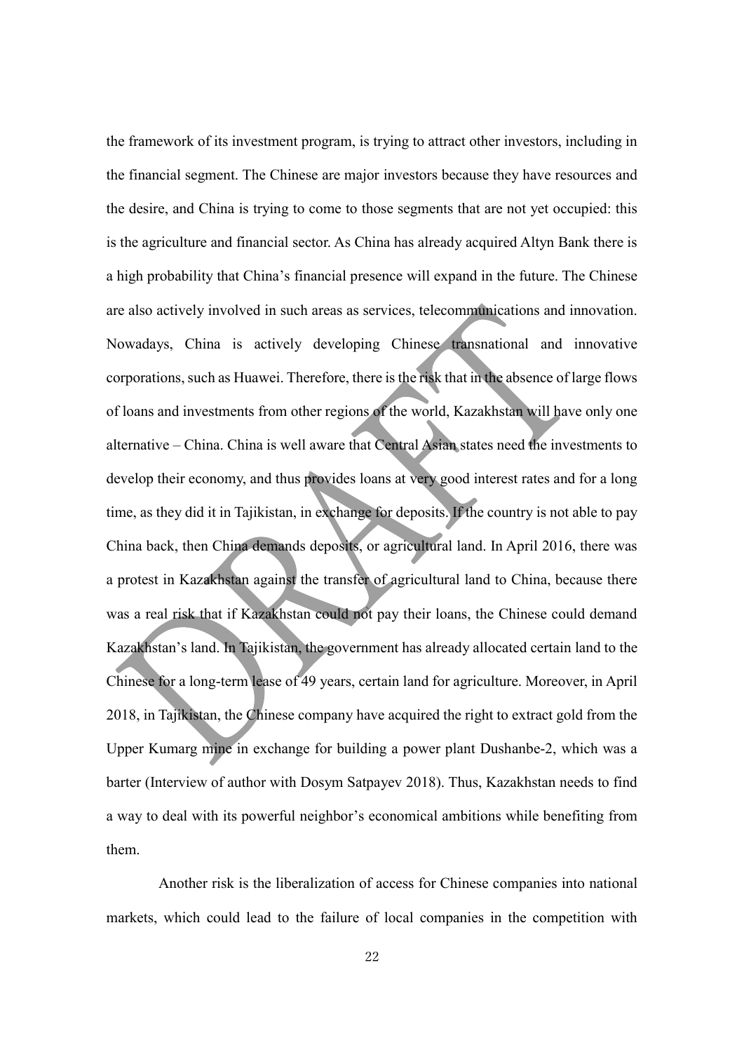the framework of its investment program, is trying to attract other investors, including in the financial segment. The Chinese are major investors because they have resources and the desire, and China is trying to come to those segments that are not yet occupied: this is the agriculture and financial sector. As China has already acquired Altyn Bank there is a high probability that China's financial presence will expand in the future. The Chinese are also actively involved in such areas as services, telecommunications and innovation. Nowadays, China is actively developing Chinese transnational and innovative corporations, such as Huawei. Therefore, there is the risk that in the absence of large flows of loans and investments from other regions of the world, Kazakhstan will have only one alternative – China. China is well aware that Central Asian states need the investments to develop their economy, and thus provides loans at very good interest rates and for a long time, as they did it in Tajikistan, in exchange for deposits. If the country is not able to pay China back, then China demands deposits, or agricultural land. In April 2016, there was a protest in Kazakhstan against the transfer of agricultural land to China, because there was a real risk that if Kazakhstan could not pay their loans, the Chinese could demand Kazakhstan's land. In Tajikistan, the government has already allocated certain land to the Chinese for a long-term lease of 49 years, certain land for agriculture. Moreover, in April 2018, in Tajikistan, the Chinese company have acquired the right to extract gold from the Upper Kumarg mine in exchange for building a power plant Dushanbe-2, which was a barter (Interview of author with Dosym Satpayev 2018). Thus, Kazakhstan needs to find a way to deal with its powerful neighbor's economical ambitions while benefiting from them.

Another risk is the liberalization of access for Chinese companies into national markets, which could lead to the failure of local companies in the competition with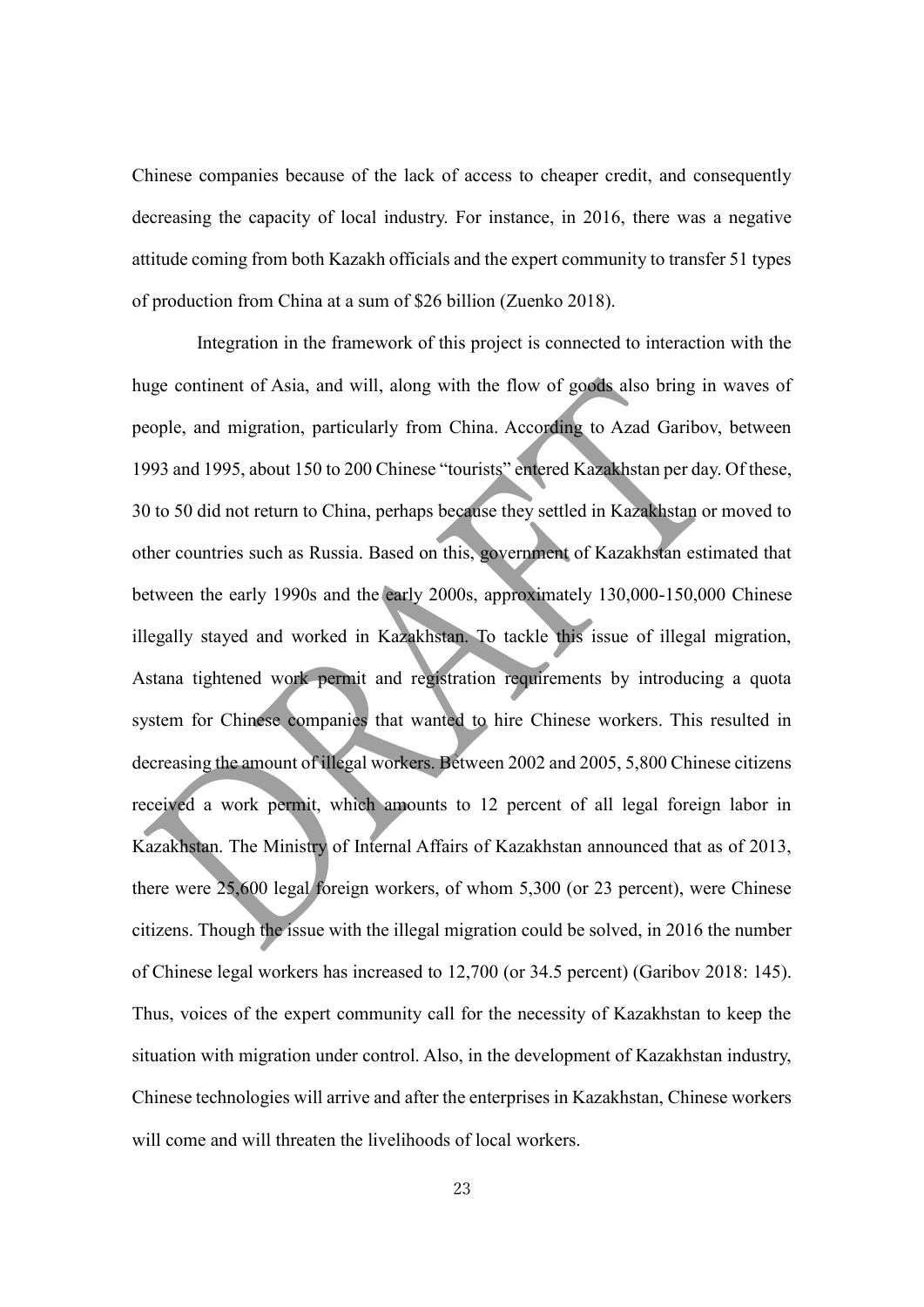Chinese companies because of the lack of access to cheaper credit, and consequently decreasing the capacity of local industry. For instance, in 2016, there was a negative attitude coming from both Kazakh officials and the expert community to transfer 51 types of production from China at a sum of $26 billion (Zuenko 2018).

Integration in the framework of this project is connected to interaction with the huge continent of Asia, and will, along with the flow of goods also bring in waves of people, and migration, particularly from China. According to Azad Garibov, between 1993 and 1995, about 150 to 200 Chinese "tourists" entered Kazakhstan per day. Of these, 30 to 50 did not return to China, perhaps because they settled in Kazakhstan or moved to other countries such as Russia. Based on this, government of Kazakhstan estimated that between the early 1990s and the early 2000s, approximately 130,000-150,000 Chinese illegally stayed and worked in Kazakhstan. To tackle this issue of illegal migration, Astana tightened work permit and registration requirements by introducing a quota system for Chinese companies that wanted to hire Chinese workers. This resulted in decreasing the amount of illegal workers. Between 2002 and 2005, 5,800 Chinese citizens received a work permit, which amounts to 12 percent of all legal foreign labor in Kazakhstan. The Ministry of Internal Affairs of Kazakhstan announced that as of 2013, there were 25,600 legal foreign workers, of whom 5,300 (or 23 percent), were Chinese citizens. Though the issue with the illegal migration could be solved, in 2016 the number of Chinese legal workers has increased to 12,700 (or 34.5 percent) (Garibov 2018: 145). Thus, voices of the expert community call for the necessity of Kazakhstan to keep the situation with migration under control. Also, in the development of Kazakhstan industry, Chinese technologies will arrive and after the enterprises in Kazakhstan, Chinese workers will come and will threaten the livelihoods of local workers.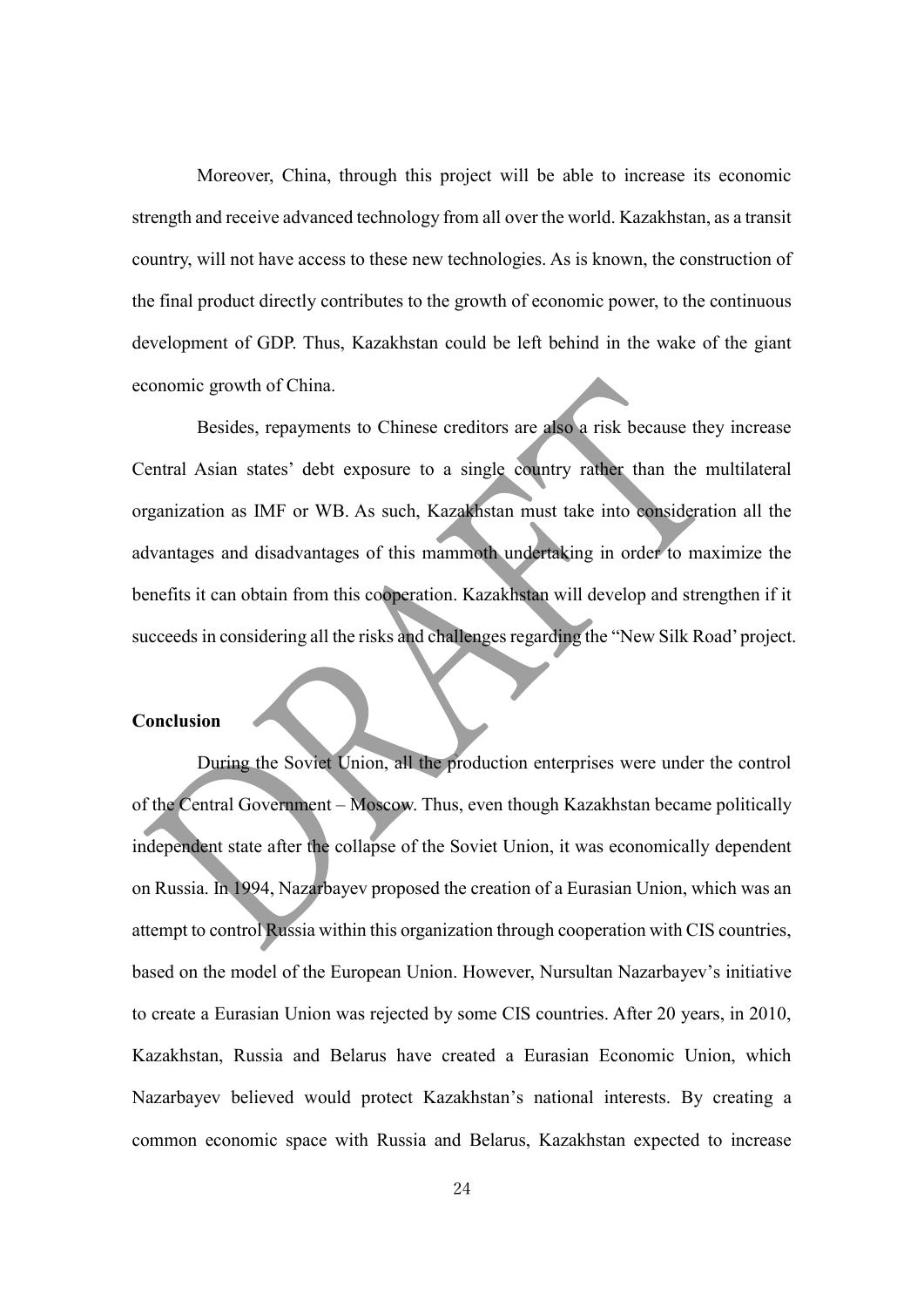Moreover, China, through this project will be able to increase its economic strength and receive advanced technology from all over the world. Kazakhstan, as a transit country, will not have access to these new technologies. As is known, the construction of the final product directly contributes to the growth of economic power, to the continuous development of GDP. Thus, Kazakhstan could be left behind in the wake of the giant economic growth of China.

Besides, repayments to Chinese creditors are also a risk because they increase Central Asian states' debt exposure to a single country rather than the multilateral organization as IMF or WB. As such, Kazakhstan must take into consideration all the advantages and disadvantages of this mammoth undertaking in order to maximize the benefits it can obtain from this cooperation. Kazakhstan will develop and strengthen if it succeeds in considering all the risks and challenges regarding the "New Silk Road' project.

**Conclusion**

During the Soviet Union, all the production enterprises were under the control of the Central Government – Moscow. Thus, even though Kazakhstan became politically independent state after the collapse of the Soviet Union, it was economically dependent on Russia. In 1994, Nazarbayev proposed the creation of a Eurasian Union, which was an attempt to control Russia within this organization through cooperation with CIS countries, based on the model of the European Union. However, Nursultan Nazarbayev's initiative to create a Eurasian Union was rejected by some CIS countries. After 20 years, in 2010, Kazakhstan, Russia and Belarus have created a Eurasian Economic Union, which Nazarbayev believed would protect Kazakhstan's national interests. By creating a common economic space with Russia and Belarus, Kazakhstan expected to increase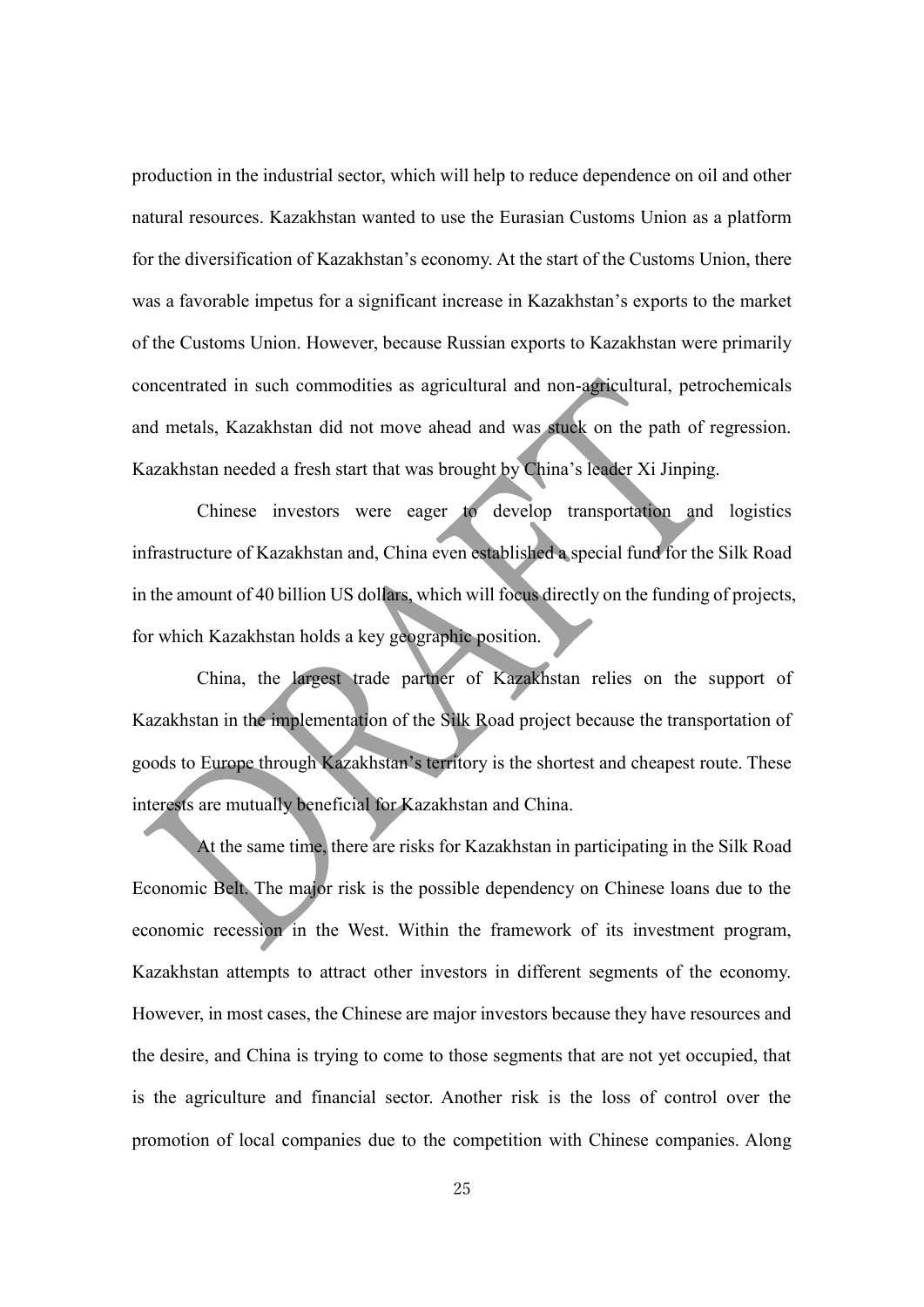production in the industrial sector, which will help to reduce dependence on oil and other natural resources. Kazakhstan wanted to use the Eurasian Customs Union as a platform for the diversification of Kazakhstan's economy. At the start of the Customs Union, there was a favorable impetus for a significant increase in Kazakhstan's exports to the market of the Customs Union. However, because Russian exports to Kazakhstan were primarily concentrated in such commodities as agricultural and non-agricultural, petrochemicals and metals, Kazakhstan did not move ahead and was stuck on the path of regression. Kazakhstan needed a fresh start that was brought by China's leader Xi Jinping.

Chinese investors were eager to develop transportation and logistics infrastructure of Kazakhstan and, China even established a special fund for the Silk Road in the amount of 40 billion US dollars, which will focus directly on the funding of projects, for which Kazakhstan holds a key geographic position.

China, the largest trade partner of Kazakhstan relies on the support of Kazakhstan in the implementation of the Silk Road project because the transportation of goods to Europe through Kazakhstan's territory is the shortest and cheapest route. These interests are mutually beneficial for Kazakhstan and China.

At the same time, there are risks for Kazakhstan in participating in the Silk Road Economic Belt. The major risk is the possible dependency on Chinese loans due to the economic recession in the West. Within the framework of its investment program, Kazakhstan attempts to attract other investors in different segments of the economy. However, in most cases, the Chinese are major investors because they have resources and the desire, and China is trying to come to those segments that are not yet occupied, that is the agriculture and financial sector. Another risk is the loss of control over the promotion of local companies due to the competition with Chinese companies. Along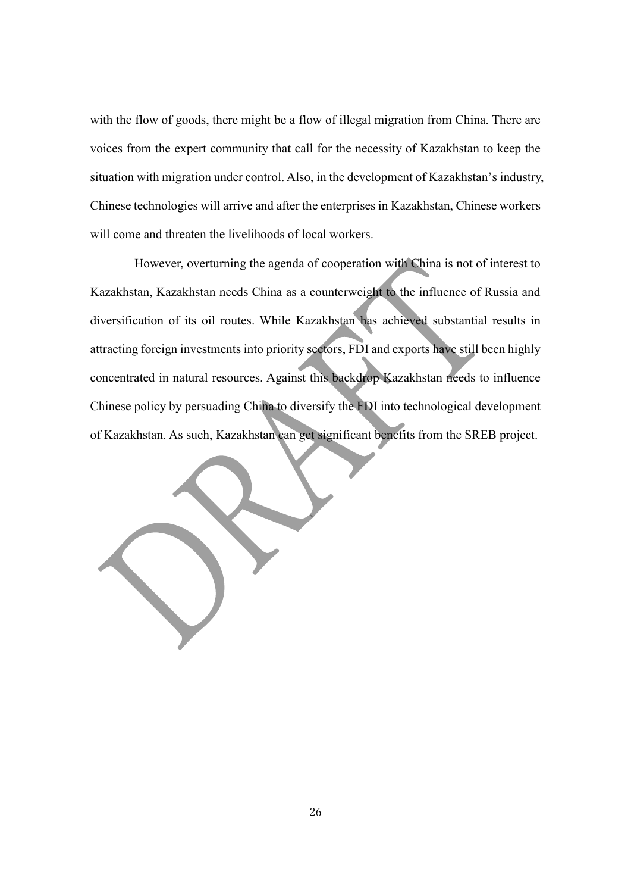with the flow of goods, there might be a flow of illegal migration from China. There are voices from the expert community that call for the necessity of Kazakhstan to keep the situation with migration under control. Also, in the development of Kazakhstan's industry, Chinese technologies will arrive and after the enterprises in Kazakhstan, Chinese workers will come and threaten the livelihoods of local workers.

However, overturning the agenda of cooperation with China is not of interest to Kazakhstan, Kazakhstan needs China as a counterweight to the influence of Russia and diversification of its oil routes. While Kazakhstan has achieved substantial results in attracting foreign investments into priority sectors, FDI and exports have still been highly concentrated in natural resources. Against this backdrop Kazakhstan needs to influence Chinese policy by persuading China to diversify the FDI into technological development of Kazakhstan. As such, Kazakhstan can get significant benefits from the SREB project.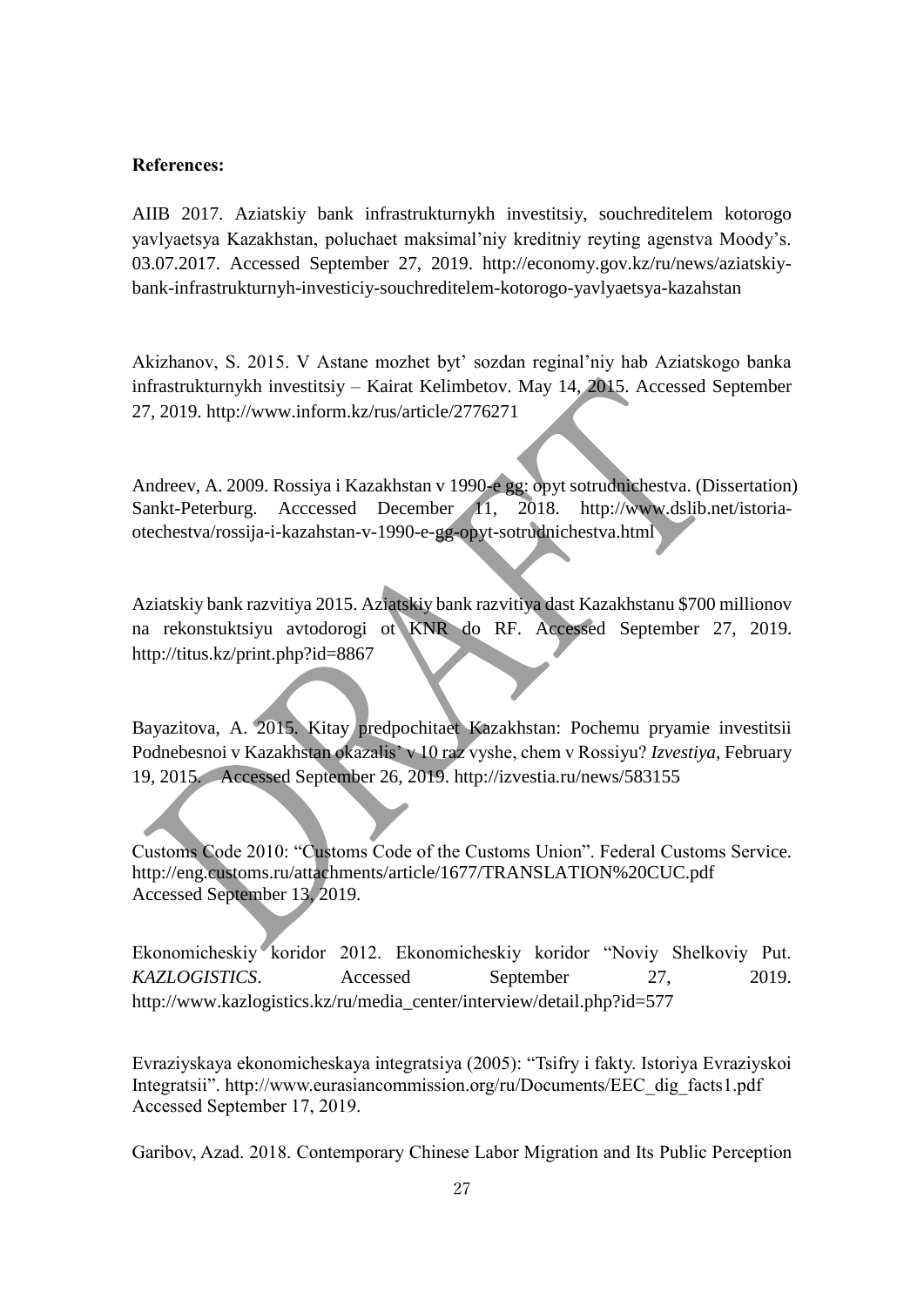**References:**

AIIB 2017. Aziatskiy bank infrastrukturnykh investitsiy, souchreditelem kotorogo yavlyaetsya Kazakhstan, poluchaet maksimal'niy kreditniy reyting agenstva Moody's. 03.07.2017. Accessed September 27, 2019. http://economy.gov.kz/ru/news/aziatskiy-bank-infrastrukturnyh-investiciy-souchreditelem-kotorogo-yavlyaetsya-kazahstan

Akizhanov, S. 2015. V Astane mozhet byt' sozdan reginal'niy hab Aziatskogo banka infrastrukturnykh investitsiy – Kairat Kelimbetov. May 14, 2015. Accessed September 27, 2019. http://www.inform.kz/rus/article/2776271

Andreev, A. 2009. Rossiya i Kazakhstan v 1990-e gg: opyt sotrudnichestva. (Dissertation) Sankt-Peterburg. Acccessed December 11, 2018. http://www.dslib.net/istoria-otechestva/rossija-i-kazahstan-v-1990-e-gg-opyt-sotrudnichestva.html

Aziatskiy bank razvitiya 2015. Aziatskiy bank razvitiya dast Kazakhstanu $700 millionov na rekonstuktsiyu avtodorogi ot KNR do RF. Accessed September 27, 2019. http://titus.kz/print.php?id=8867

Bayazitova, A. 2015. Kitay predpochitaet Kazakhstan: Pochemu pryamie investitsii Podnebesnoi v Kazakhstan okazalis' v 10 raz vyshe, chem v Rossiyu? *Izvestiya*, February 19, 2015. Accessed September 26, 2019. http://izvestia.ru/news/583155

Customs Code 2010: "Customs Code of the Customs Union". Federal Customs Service. http://eng.customs.ru/attachments/article/1677/TRANSLATION%20CUC.pdf Accessed September 13, 2019.

Ekonomicheskiy koridor 2012. Ekonomicheskiy koridor "Noviy Shelkoviy Put. *KAZLOGISTICS*. Accessed September 27, 2019. http://www.kazlogistics.kz/ru/media_center/interview/detail.php?id=577

Evraziyskaya ekonomicheskaya integratsiya (2005): "Tsifry i fakty. Istoriya Evraziyskoi Integratsii". http://www.eurasiancommission.org/ru/Documents/EEC_dig_facts1.pdf Accessed September 17, 2019.

Garibov, Azad. 2018. Contemporary Chinese Labor Migration and Its Public Perception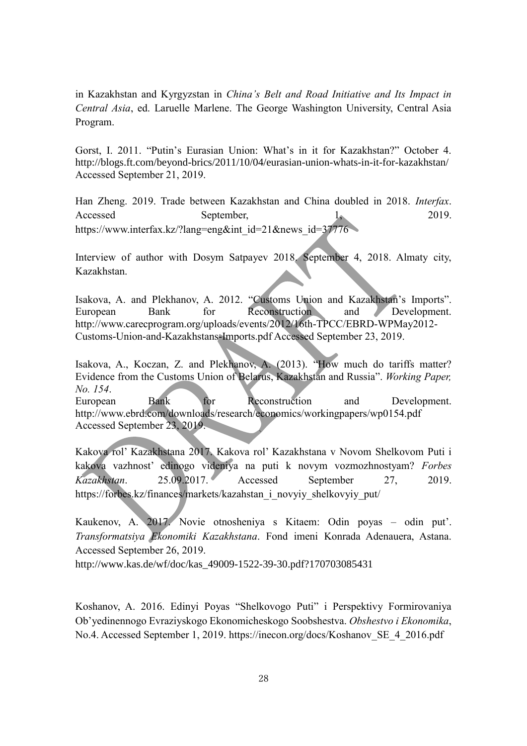in Kazakhstan and Kyrgyzstan in *China's Belt and Road Initiative and Its Impact in Central Asia*, ed. Laruelle Marlene. The George Washington University, Central Asia Program.

Gorst, I. 2011. "Putin's Eurasian Union: What's in it for Kazakhstan?" October 4. http://blogs.ft.com/beyond-brics/2011/10/04/eurasian-union-whats-in-it-for-kazakhstan/ Accessed September 21, 2019.

Han Zheng. 2019. Trade between Kazakhstan and China doubled in 2018. *Interfax*. Accessed September, 1, 2019. https://www.interfax.kz/?lang=eng&int_id=21&news_id=37776

Interview of author with Dosym Satpayev 2018. September 4, 2018. Almaty city, Kazakhstan.

Isakova, A. and Plekhanov, A. 2012. "Customs Union and Kazakhstan's Imports". European Bank for Reconstruction and Development. http://www.carecprogram.org/uploads/events/2012/16th-TPCC/EBRD-WPMay2012-Customs-Union-and-Kazakhstans-Imports.pdf Accessed September 23, 2019.

Isakova, A., Koczan, Z. and Plekhanov, A. (2013). "How much do tariffs matter? Evidence from the Customs Union of Belarus, Kazakhstan and Russia". *Working Paper, No. 154*.
European Bank for Reconstruction and Development. http://www.ebrd.com/downloads/research/economics/workingpapers/wp0154.pdf Accessed September 23, 2019.

Kakova rol' Kazakhstana 2017. Kakova rol' Kazakhstana v Novom Shelkovom Puti i kakova vazhnost' edinogo videniya na puti k novym vozmozhnostyam? *Forbes Kazakhstan*. 25.09.2017. Accessed September 27, 2019. https://forbes.kz/finances/markets/kazahstan_i_novyiy_shelkovyiy_put/

Kaukenov, A. 2017. Novie otnosheniya s Kitaem: Odin poyas – odin put'. *Transformatsiya Ekonomiki Kazakhstana*. Fond imeni Konrada Adenauera, Astana. Accessed September 26, 2019.
http://www.kas.de/wf/doc/kas_49009-1522-39-30.pdf?170703085431

Koshanov, A. 2016. Edinyi Poyas "Shelkovogo Puti" i Perspektivy Formirovaniya Ob'yedinennogo Evraziyskogo Ekonomicheskogo Soobshestva. *Obshestvo i Ekonomika*, No.4. Accessed September 1, 2019. https://inecon.org/docs/Koshanov_SE_4_2016.pdf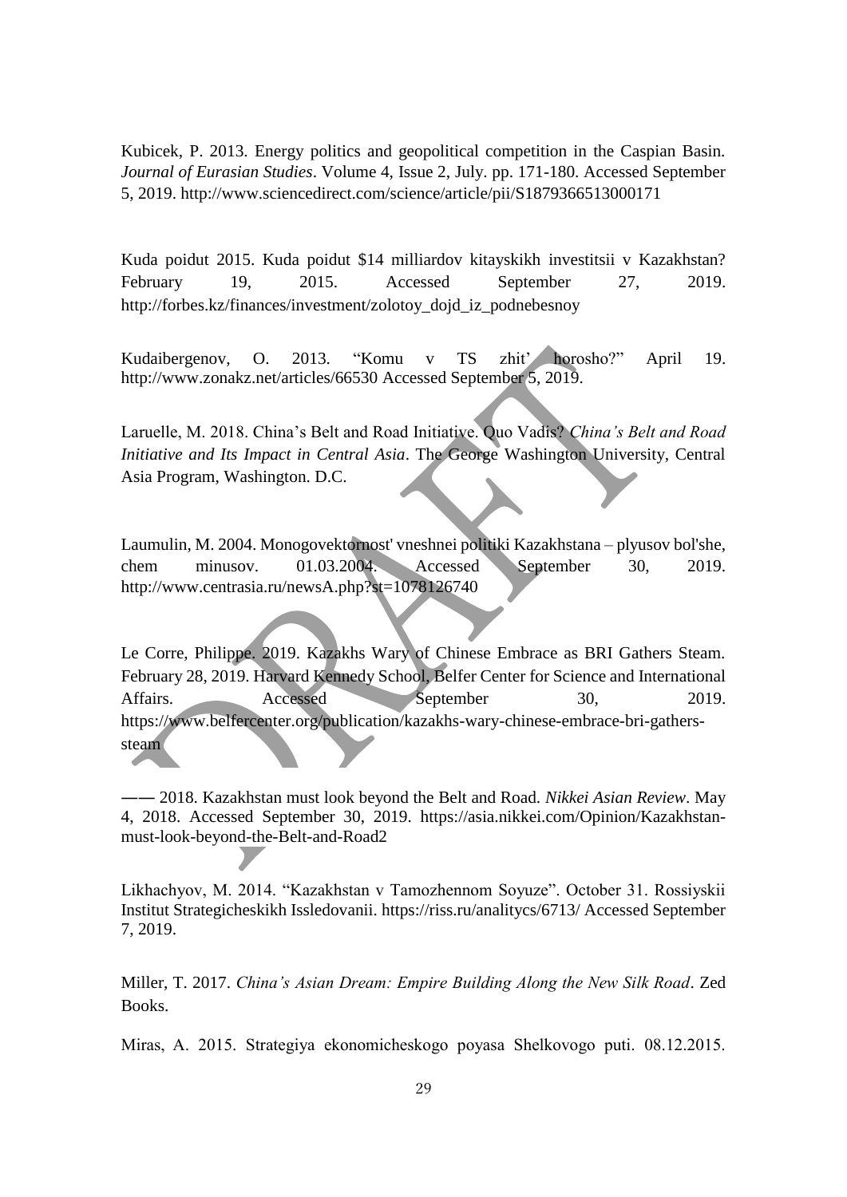Kubicek, P. 2013. Energy politics and geopolitical competition in the Caspian Basin. *Journal of Eurasian Studies*. Volume 4, Issue 2, July. pp. 171-180. Accessed September 5, 2019. http://www.sciencedirect.com/science/article/pii/S1879366513000171

Kuda poidut 2015. Kuda poidut $14 milliardov kitayskikh investitsii v Kazakhstan? February 19, 2015. Accessed September 27, 2019. http://forbes.kz/finances/investment/zolotoy_dojd_iz_podnebesnoy

Kudaibergenov, O. 2013. “Komu v TS zhit’ horosho?” April 19. http://www.zonakz.net/articles/66530 Accessed September 5, 2019.

Laruelle, M. 2018. China’s Belt and Road Initiative. Quo Vadis? *China’s Belt and Road Initiative and Its Impact in Central Asia*. The George Washington University, Central Asia Program, Washington. D.C.

Laumulin, M. 2004. Monogovektornost' vneshnei politiki Kazakhstana – plyusov bol'she, chem minusov. 01.03.2004. Accessed September 30, 2019. http://www.centrasia.ru/newsA.php?st=1078126740

Le Corre, Philippe. 2019. Kazakhs Wary of Chinese Embrace as BRI Gathers Steam. February 28, 2019. Harvard Kennedy School, Belfer Center for Science and International Affairs. Accessed September 30, 2019. https://www.belfercenter.org/publication/kazakhs-wary-chinese-embrace-bri-gathers-steam

—— 2018. Kazakhstan must look beyond the Belt and Road. *Nikkei Asian Review*. May 4, 2018. Accessed September 30, 2019. https://asia.nikkei.com/Opinion/Kazakhstan-must-look-beyond-the-Belt-and-Road2

Likhachyov, M. 2014. “Kazakhstan v Tamozhennom Soyuze”. October 31. Rossiyskii Institut Strategicheskikh Issledovanii. https://riss.ru/analitycs/6713/ Accessed September 7, 2019.

Miller, T. 2017. *China’s Asian Dream: Empire Building Along the New Silk Road*. Zed Books.

Miras, A. 2015. Strategiya ekonomicheskogo poyasa Shelkovogo puti. 08.12.2015.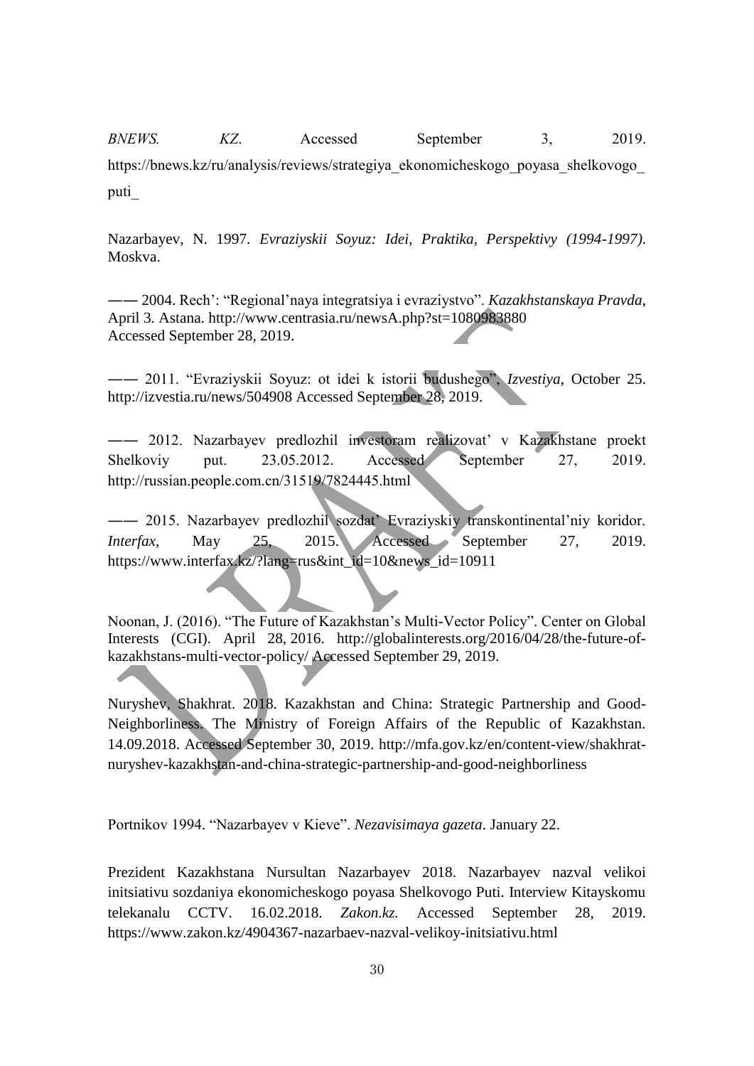*BNEWS. KZ*. Accessed September 3, 2019. https://bnews.kz/ru/analysis/reviews/strategiya_ekonomicheskogo_poyasa_shelkovogo_puti_

Nazarbayev, N. 1997. *Evraziyskii Soyuz: Idei, Praktika, Perspektivy (1994-1997)*. Moskva.

—— 2004. Rech': "Regional'naya integratsiya i evraziystvo". *Kazakhstanskaya Pravda*, April 3. Astana. http://www.centrasia.ru/newsA.php?st=1080983880 Accessed September 28, 2019.

—— 2011. "Evraziyskii Soyuz: ot idei k istorii budushego", *Izvestiya*, October 25. http://izvestia.ru/news/504908 Accessed September 28, 2019.

—— 2012. Nazarbayev predlozhil investoram realizovat' v Kazakhstane proekt Shelkoviy put. 23.05.2012. Accessed September 27, 2019. http://russian.people.com.cn/31519/7824445.html

—— 2015. Nazarbayev predlozhil sozdat' Evraziyskiy transkontinental'niy koridor. *Interfax*, May 25, 2015. Accessed September 27, 2019. https://www.interfax.kz/?lang=rus&int_id=10&news_id=10911

Noonan, J. (2016). "The Future of Kazakhstan's Multi-Vector Policy". Center on Global Interests (CGI). April 28, 2016. http://globalinterests.org/2016/04/28/the-future-of-kazakhstans-multi-vector-policy/ Accessed September 29, 2019.

Nuryshev, Shakhrat. 2018. Kazakhstan and China: Strategic Partnership and Good-Neighborliness. The Ministry of Foreign Affairs of the Republic of Kazakhstan. 14.09.2018. Accessed September 30, 2019. http://mfa.gov.kz/en/content-view/shakhrat-nuryshev-kazakhstan-and-china-strategic-partnership-and-good-neighborliness

Portnikov 1994. "Nazarbayev v Kieve". *Nezavisimaya gazeta*. January 22.

Prezident Kazakhstana Nursultan Nazarbayev 2018. Nazarbayev nazval velikoi initsiativu sozdaniya ekonomicheskogo poyasa Shelkovogo Puti. Interview Kitayskomu telekanalu CCTV. 16.02.2018. *Zakon.kz.* Accessed September 28, 2019. https://www.zakon.kz/4904367-nazarbaev-nazval-velikoy-initsiativu.html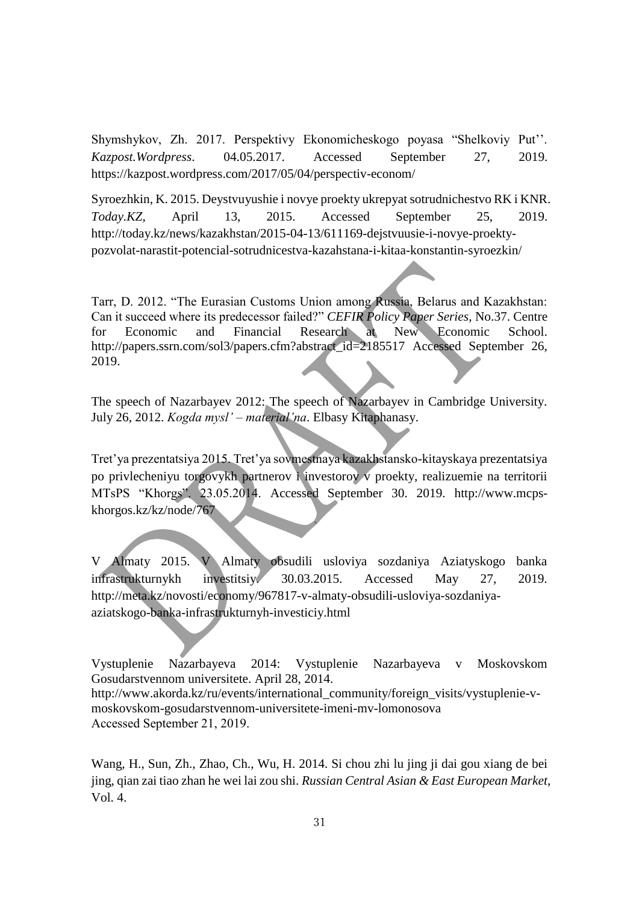Shymshykov, Zh. 2017. Perspektivy Ekonomicheskogo poyasa "Shelkoviy Put''. *Kazpost.Wordpress*. 04.05.2017. Accessed September 27, 2019. https://kazpost.wordpress.com/2017/05/04/perspectiv-econom/

Syroezhkin, K. 2015. Deystvuyushie i novye proekty ukrepyat sotrudnichestvo RK i KNR. *Today.KZ*, April 13, 2015. Accessed September 25, 2019. http://today.kz/news/kazakhstan/2015-04-13/611169-dejstvuusie-i-novye-proekty-pozvolat-narastit-potencial-sotrudnicestva-kazahstana-i-kitaa-konstantin-syroezkin/

Tarr, D. 2012. "The Eurasian Customs Union among Russia, Belarus and Kazakhstan: Can it succeed where its predecessor failed?" *CEFIR Policy Paper Series*, No.37. Centre for Economic and Financial Research at New Economic School. http://papers.ssrn.com/sol3/papers.cfm?abstract_id=2185517 Accessed September 26, 2019.

The speech of Nazarbayev 2012: The speech of Nazarbayev in Cambridge University. July 26, 2012. *Kogda mysl' – material'na*. Elbasy Kitaphanasy.

Tret'ya prezentatsiya 2015. Tret'ya sovmestnaya kazakhstansko-kitayskaya prezentatsiya po privlecheniyu torgovykh partnerov i investorov v proekty, realizuemie na territorii MTsPS "Khorgs". 23.05.2014. Accessed September 30. 2019. http://www.mcps-khorgos.kz/kz/node/767

V Almaty 2015. V Almaty obsudili usloviya sozdaniya Aziatyskogo banka infrastrukturnykh investitsiy. 30.03.2015. Accessed May 27, 2019. http://meta.kz/novosti/economy/967817-v-almaty-obsudili-usloviya-sozdaniya-aziatskogo-banka-infrastrukturnyh-investiciy.html

Vystuplenie Nazarbayeva 2014: Vystuplenie Nazarbayeva v Moskovskom Gosudarstvennom universitete. April 28, 2014. http://www.akorda.kz/ru/events/international_community/foreign_visits/vystuplenie-v-moskovskom-gosudarstvennom-universitete-imeni-mv-lomonosova Accessed September 21, 2019.

Wang, H., Sun, Zh., Zhao, Ch., Wu, H. 2014. Si chou zhi lu jing ji dai gou xiang de bei jing, qian zai tiao zhan he wei lai zou shi. *Russian Central Asian & East European Market*, Vol. 4.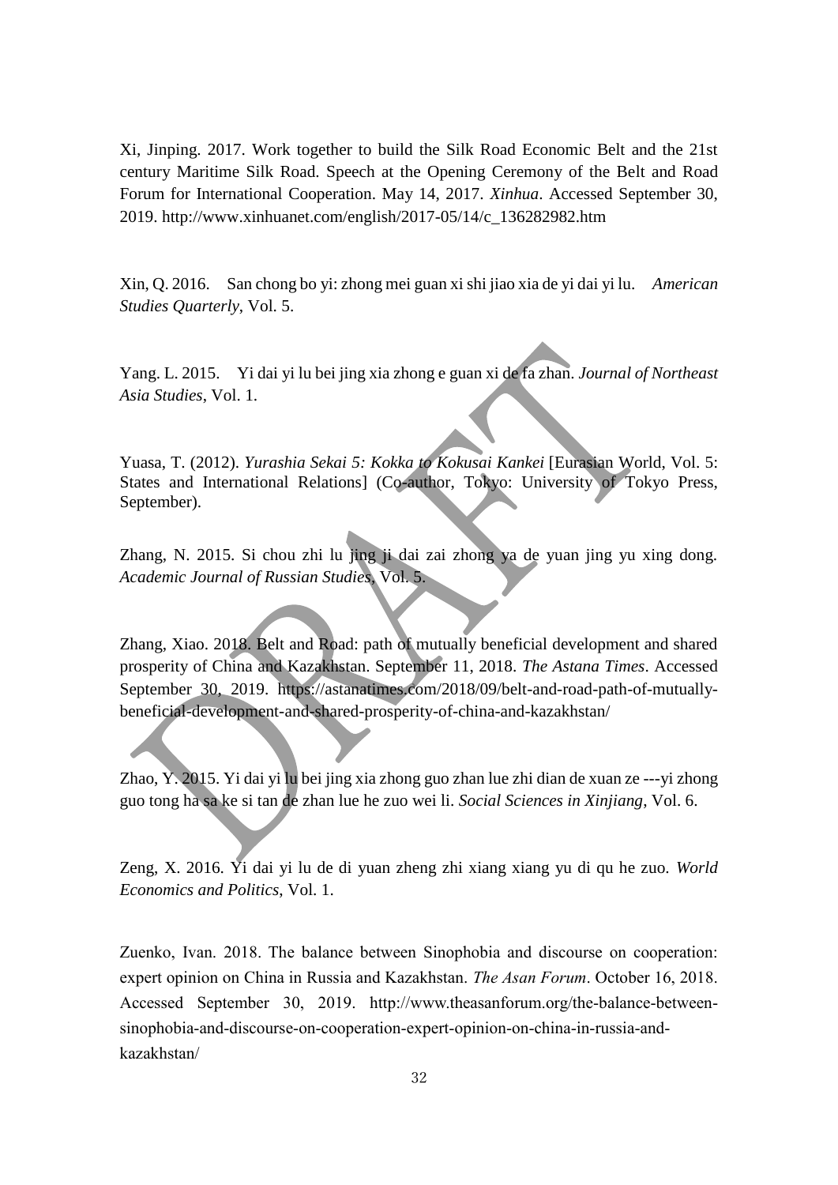Xi, Jinping. 2017. Work together to build the Silk Road Economic Belt and the 21st century Maritime Silk Road. Speech at the Opening Ceremony of the Belt and Road Forum for International Cooperation. May 14, 2017. *Xinhua*. Accessed September 30, 2019. http://www.xinhuanet.com/english/2017-05/14/c_136282982.htm

Xin, Q. 2016. San chong bo yi: zhong mei guan xi shi jiao xia de yi dai yi lu. *American Studies Quarterly*, Vol. 5.

Yang. L. 2015. Yi dai yi lu bei jing xia zhong e guan xi de fa zhan. *Journal of Northeast Asia Studies*, Vol. 1.

Yuasa, T. (2012). *Yurashia Sekai 5: Kokka to Kokusai Kankei* [Eurasian World, Vol. 5: States and International Relations] (Co-author, Tokyo: University of Tokyo Press, September).

Zhang, N. 2015. Si chou zhi lu jing ji dai zai zhong ya de yuan jing yu xing dong. *Academic Journal of Russian Studies*, Vol. 5.

Zhang, Xiao. 2018. Belt and Road: path of mutually beneficial development and shared prosperity of China and Kazakhstan. September 11, 2018. *The Astana Times*. Accessed September 30, 2019. https://astanatimes.com/2018/09/belt-and-road-path-of-mutually-beneficial-development-and-shared-prosperity-of-china-and-kazakhstan/

Zhao, Y. 2015. Yi dai yi lu bei jing xia zhong guo zhan lue zhi dian de xuan ze ---yi zhong guo tong ha sa ke si tan de zhan lue he zuo wei li. *Social Sciences in Xinjiang*, Vol. 6.

Zeng, X. 2016. Yi dai yi lu de di yuan zheng zhi xiang xiang yu di qu he zuo. *World Economics and Politics*, Vol. 1.

Zuenko, Ivan. 2018. The balance between Sinophobia and discourse on cooperation: expert opinion on China in Russia and Kazakhstan. *The Asan Forum*. October 16, 2018. Accessed September 30, 2019. http://www.theasanforum.org/the-balance-between-sinophobia-and-discourse-on-cooperation-expert-opinion-on-china-in-russia-and-kazakhstan/